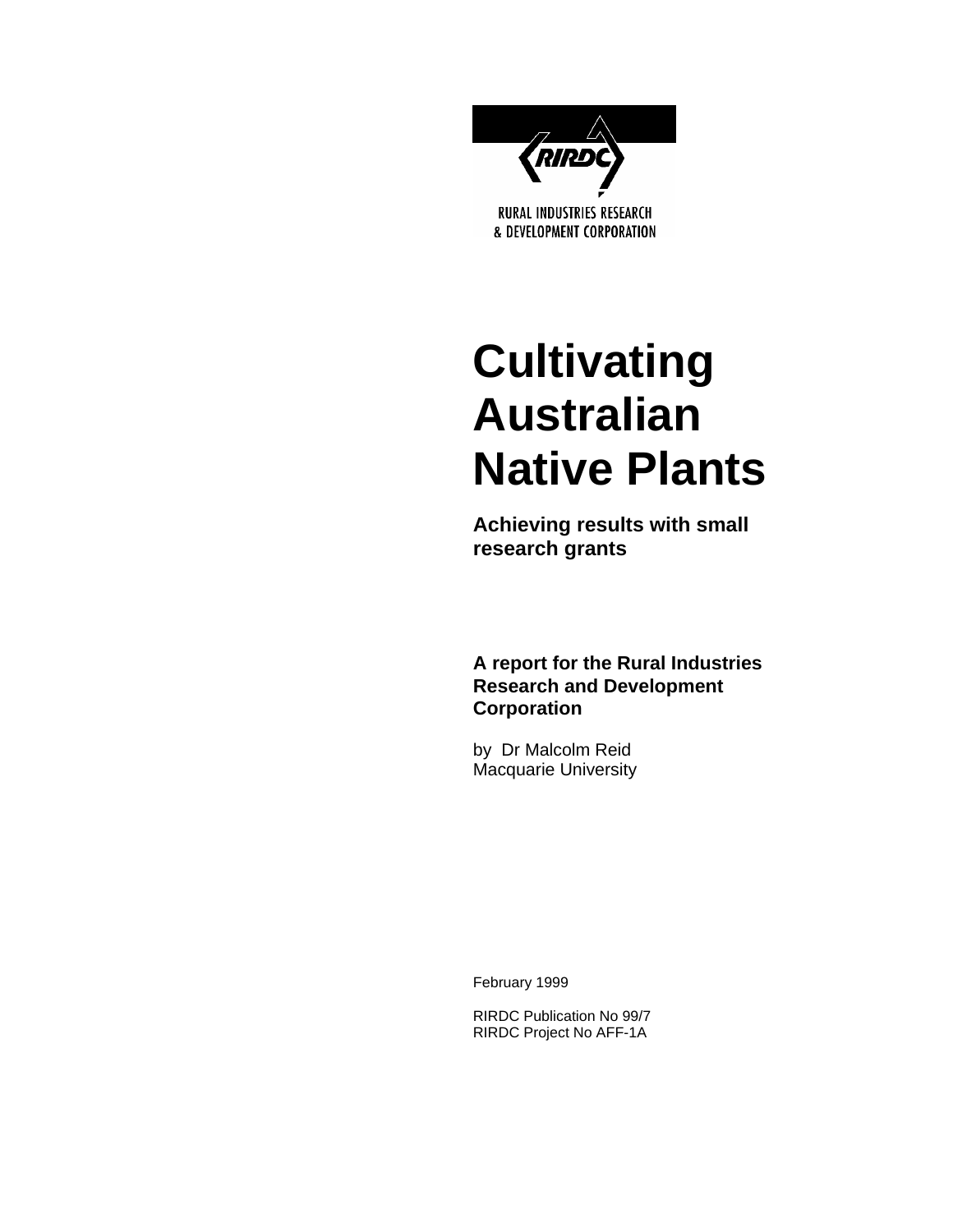RURAL INDUSTRIES RESEARCH & DEVELOPMENT CORPORATION

# Cultivating Australian Native Plants

## Achieving results with small research grants

**A report for the Rural Industries Research and Development Corporation**

by Dr Malcolm Reid
Macquarie University

February 1999

RIRDC Publication No 99/7
RIRDC Project No AFF-1A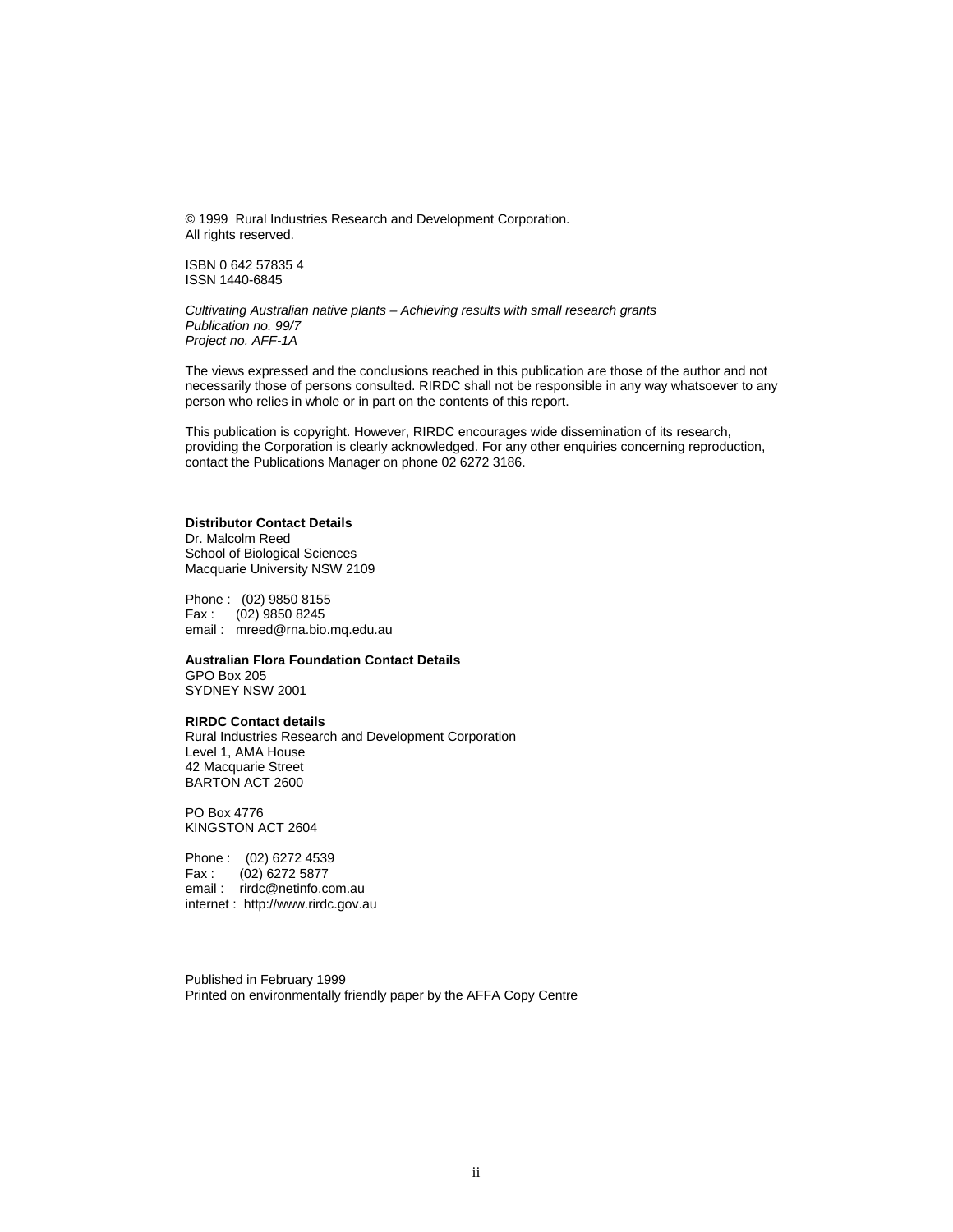© 1999 Rural Industries Research and Development Corporation.
All rights reserved.

ISBN 0 642 57835 4
ISSN 1440-6845

*Cultivating Australian native plants – Achieving results with small research grants*
*Publication no. 99/7*
*Project no. AFF-1A*

The views expressed and the conclusions reached in this publication are those of the author and not necessarily those of persons consulted. RIRDC shall not be responsible in any way whatsoever to any person who relies in whole or in part on the contents of this report.

This publication is copyright. However, RIRDC encourages wide dissemination of its research, providing the Corporation is clearly acknowledged. For any other enquiries concerning reproduction, contact the Publications Manager on phone 02 6272 3186.

**Distributor Contact Details**
Dr. Malcolm Reed
School of Biological Sciences
Macquarie University NSW 2109

Phone : (02) 9850 8155
Fax : (02) 9850 8245
email : mreed@rna.bio.mq.edu.au

**Australian Flora Foundation Contact Details**
GPO Box 205
SYDNEY NSW 2001

**RIRDC Contact details**
Rural Industries Research and Development Corporation
Level 1, AMA House
42 Macquarie Street
BARTON ACT 2600

PO Box 4776
KINGSTON ACT 2604

Phone : (02) 6272 4539
Fax : (02) 6272 5877
email : rirdc@netinfo.com.au
internet : http://www.rirdc.gov.au

Published in February 1999
Printed on environmentally friendly paper by the AFFA Copy Centre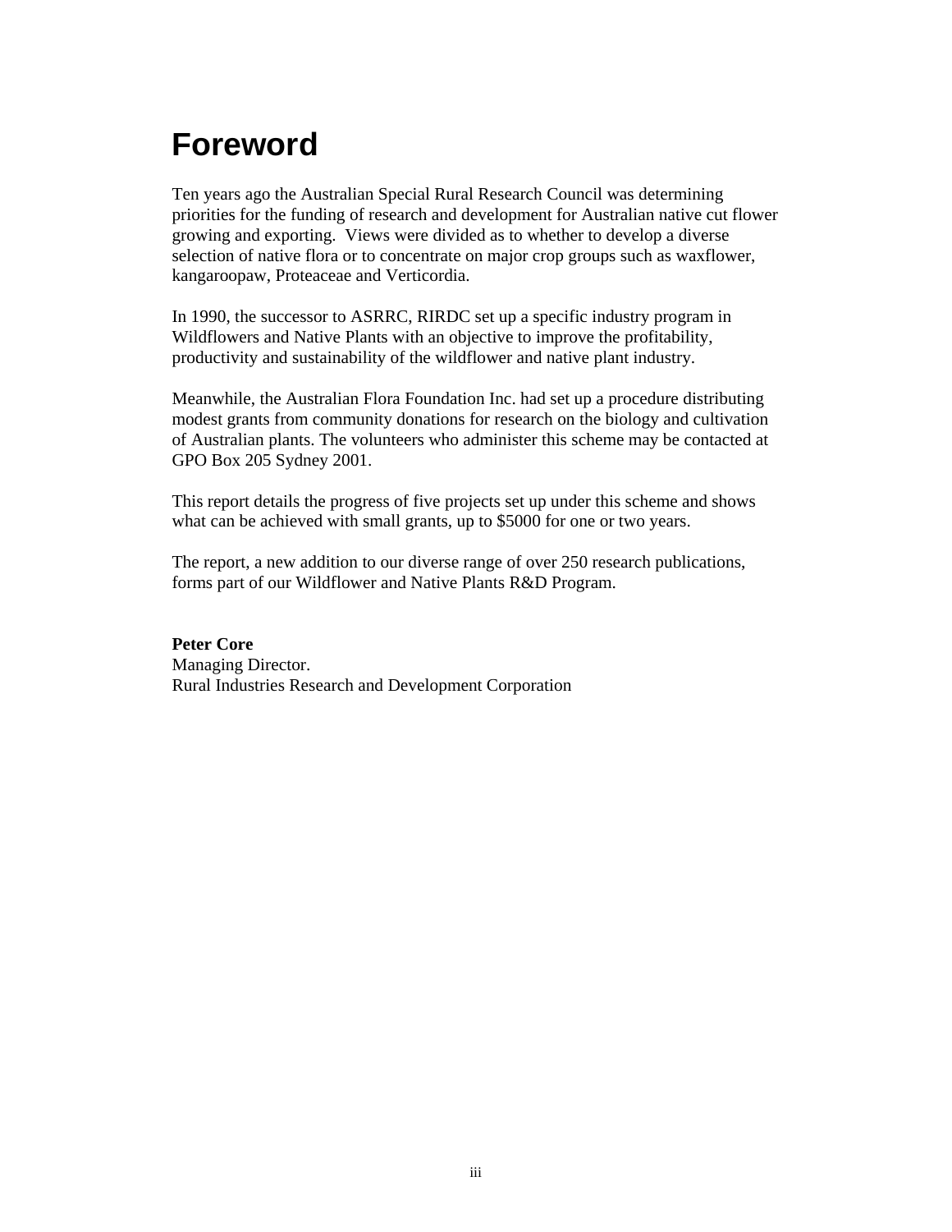# Foreword

Ten years ago the Australian Special Rural Research Council was determining priorities for the funding of research and development for Australian native cut flower growing and exporting. Views were divided as to whether to develop a diverse selection of native flora or to concentrate on major crop groups such as waxflower, kangaroopaw, Proteaceae and Verticordia.

In 1990, the successor to ASRRC, RIRDC set up a specific industry program in Wildflowers and Native Plants with an objective to improve the profitability, productivity and sustainability of the wildflower and native plant industry.

Meanwhile, the Australian Flora Foundation Inc. had set up a procedure distributing modest grants from community donations for research on the biology and cultivation of Australian plants. The volunteers who administer this scheme may be contacted at GPO Box 205 Sydney 2001.

This report details the progress of five projects set up under this scheme and shows what can be achieved with small grants, up to $5000 for one or two years.

The report, a new addition to our diverse range of over 250 research publications, forms part of our Wildflower and Native Plants R&D Program.

**Peter Core**
Managing Director.
Rural Industries Research and Development Corporation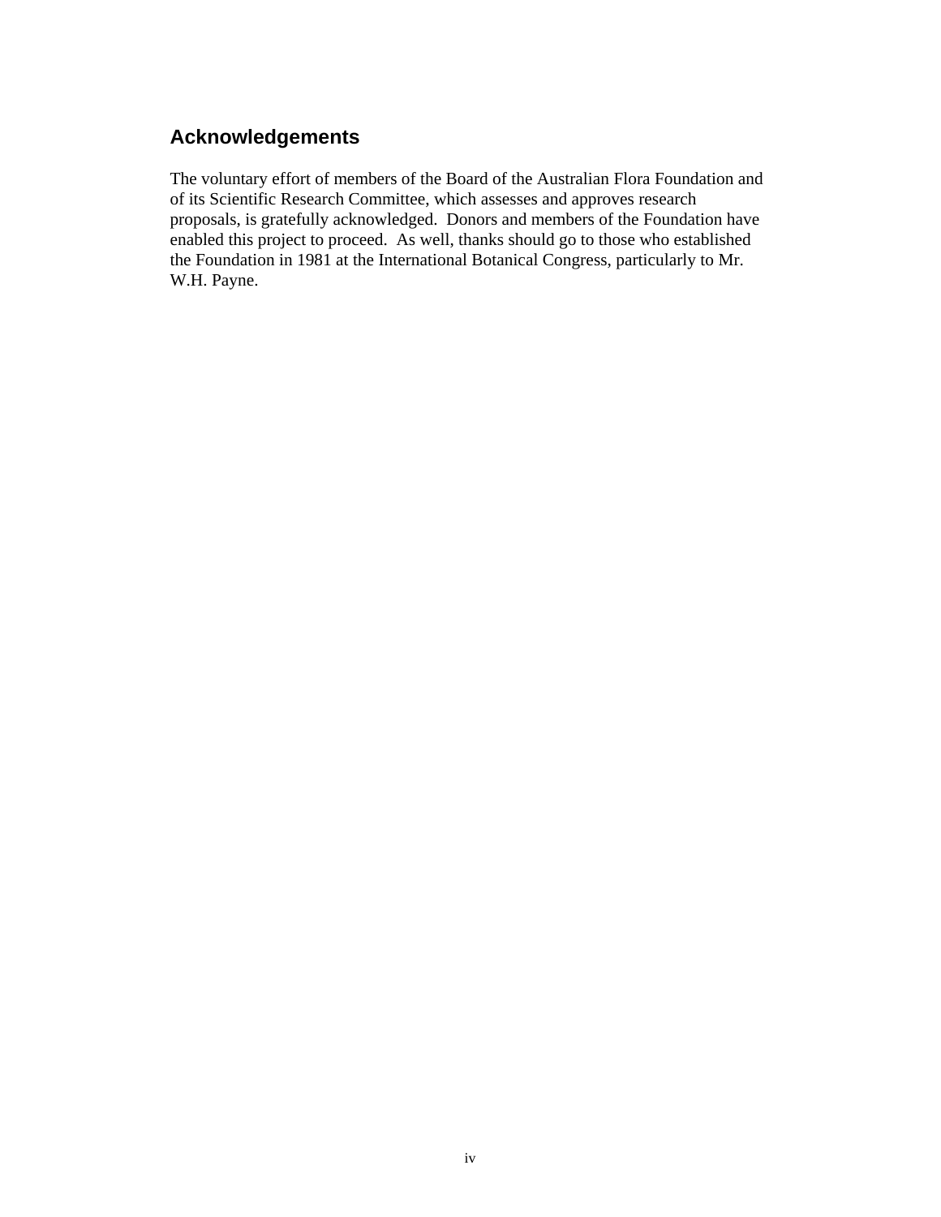## Acknowledgements

The voluntary effort of members of the Board of the Australian Flora Foundation and of its Scientific Research Committee, which assesses and approves research proposals, is gratefully acknowledged. Donors and members of the Foundation have enabled this project to proceed. As well, thanks should go to those who established the Foundation in 1981 at the International Botanical Congress, particularly to Mr. W.H. Payne.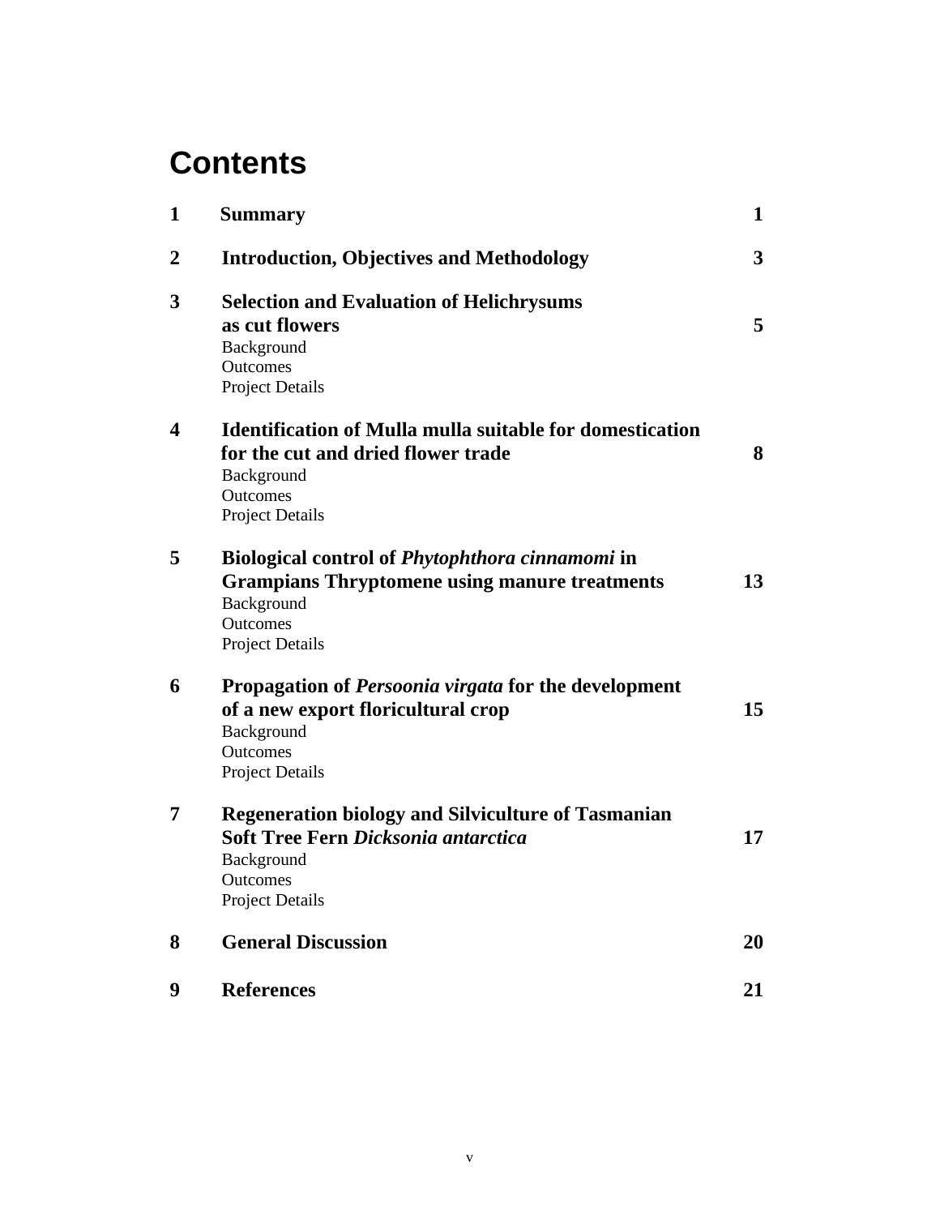# Contents

| | | |
|---|---|---|
| **1** | **Summary** | **1** |
| **2** | **Introduction, Objectives and Methodology** | **3** |
| **3** | **Selection and Evaluation of Helichrysums as cut flowers**<br>Background<br>Outcomes<br>Project Details | **5** |
| **4** | **Identification of Mulla mulla suitable for domestication for the cut and dried flower trade**<br>Background<br>Outcomes<br>Project Details | **8** |
| **5** | **Biological control of *Phytophthora cinnamomi* in Grampians Thryptomene using manure treatments**<br>Background<br>Outcomes<br>Project Details | **13** |
| **6** | **Propagation of *Persoonia virgata* for the development of a new export floricultural crop**<br>Background<br>Outcomes<br>Project Details | **15** |
| **7** | **Regeneration biology and Silviculture of Tasmanian Soft Tree Fern *Dicksonia antarctica***<br>Background<br>Outcomes<br>Project Details | **17** |
| **8** | **General Discussion** | **20** |
| **9** | **References** | **21** |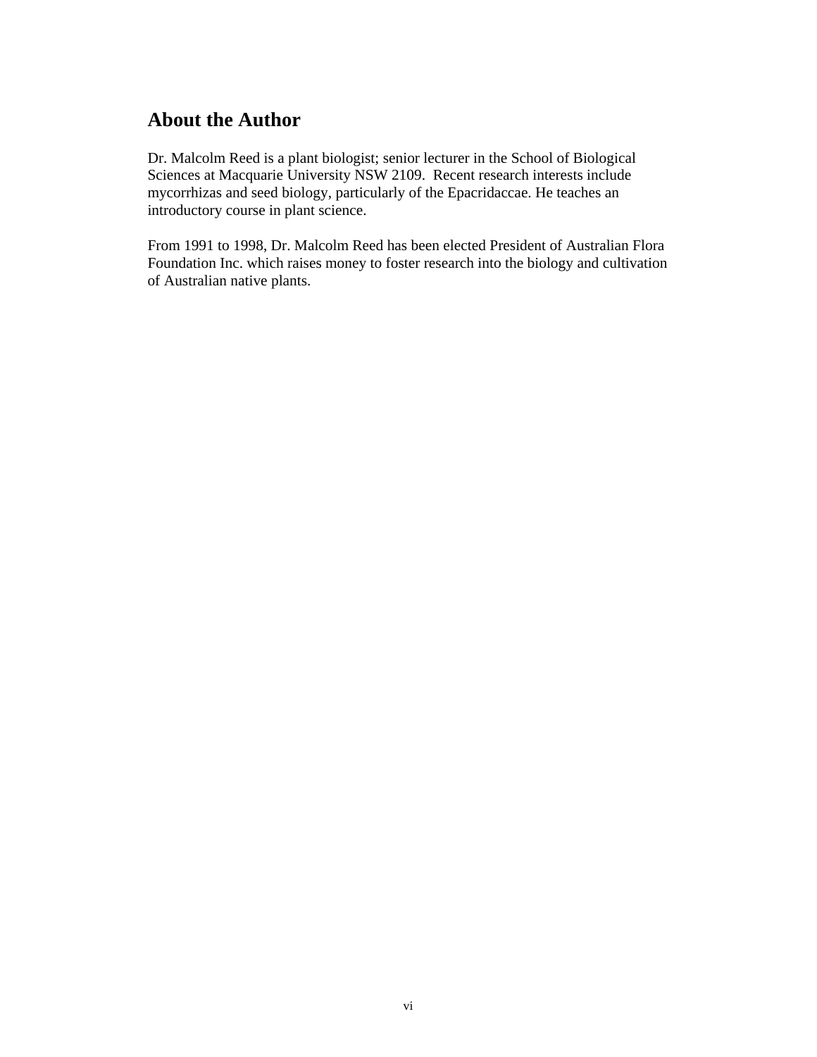## About the Author

Dr. Malcolm Reed is a plant biologist; senior lecturer in the School of Biological Sciences at Macquarie University NSW 2109. Recent research interests include mycorrhizas and seed biology, particularly of the Epacridaccae. He teaches an introductory course in plant science.

From 1991 to 1998, Dr. Malcolm Reed has been elected President of Australian Flora Foundation Inc. which raises money to foster research into the biology and cultivation of Australian native plants.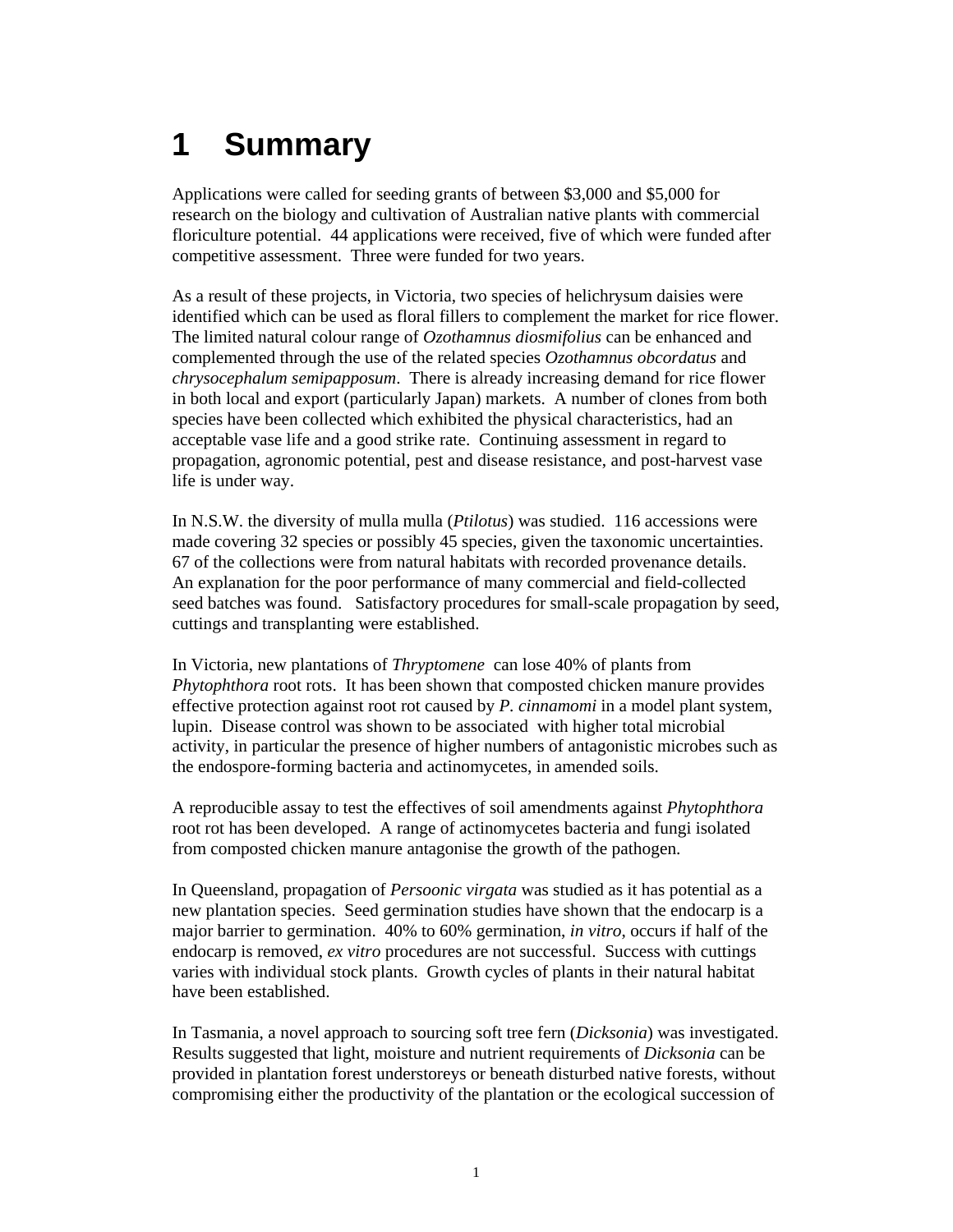# 1 Summary

Applications were called for seeding grants of between $3,000 and $5,000 for research on the biology and cultivation of Australian native plants with commercial floriculture potential. 44 applications were received, five of which were funded after competitive assessment. Three were funded for two years.

As a result of these projects, in Victoria, two species of helichrysum daisies were identified which can be used as floral fillers to complement the market for rice flower. The limited natural colour range of *Ozothamnus diosmifolius* can be enhanced and complemented through the use of the related species *Ozothamnus obcordatus* and *chrysocephalum semipapposum*. There is already increasing demand for rice flower in both local and export (particularly Japan) markets. A number of clones from both species have been collected which exhibited the physical characteristics, had an acceptable vase life and a good strike rate. Continuing assessment in regard to propagation, agronomic potential, pest and disease resistance, and post-harvest vase life is under way.

In N.S.W. the diversity of mulla mulla (*Ptilotus*) was studied. 116 accessions were made covering 32 species or possibly 45 species, given the taxonomic uncertainties. 67 of the collections were from natural habitats with recorded provenance details. An explanation for the poor performance of many commercial and field-collected seed batches was found. Satisfactory procedures for small-scale propagation by seed, cuttings and transplanting were established.

In Victoria, new plantations of *Thryptomene* can lose 40% of plants from *Phytophthora* root rots. It has been shown that composted chicken manure provides effective protection against root rot caused by *P. cinnamomi* in a model plant system, lupin. Disease control was shown to be associated with higher total microbial activity, in particular the presence of higher numbers of antagonistic microbes such as the endospore-forming bacteria and actinomycetes, in amended soils.

A reproducible assay to test the effectives of soil amendments against *Phytophthora* root rot has been developed. A range of actinomycetes bacteria and fungi isolated from composted chicken manure antagonise the growth of the pathogen.

In Queensland, propagation of *Persoonic virgata* was studied as it has potential as a new plantation species. Seed germination studies have shown that the endocarp is a major barrier to germination. 40% to 60% germination, *in vitro*, occurs if half of the endocarp is removed, *ex vitro* procedures are not successful. Success with cuttings varies with individual stock plants. Growth cycles of plants in their natural habitat have been established.

In Tasmania, a novel approach to sourcing soft tree fern (*Dicksonia*) was investigated. Results suggested that light, moisture and nutrient requirements of *Dicksonia* can be provided in plantation forest understoreys or beneath disturbed native forests, without compromising either the productivity of the plantation or the ecological succession of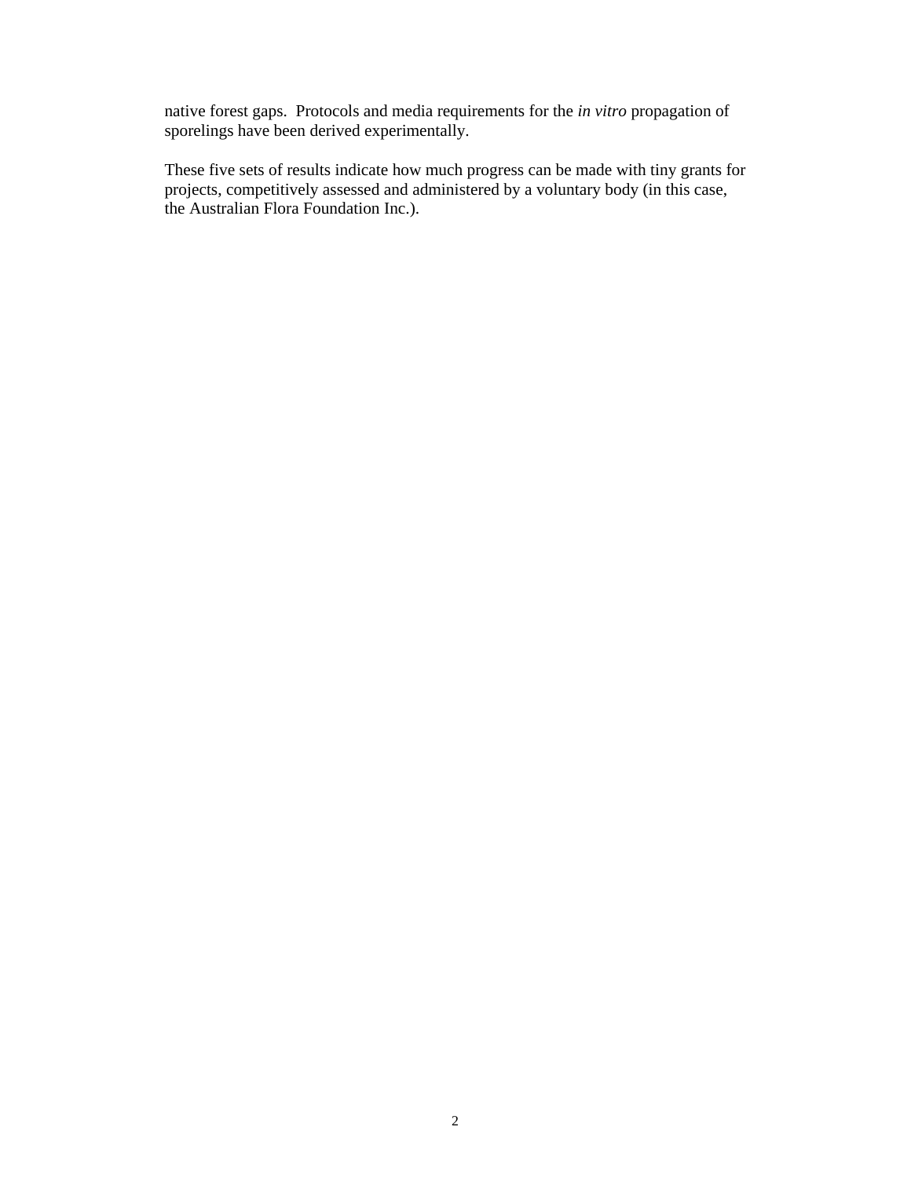native forest gaps. Protocols and media requirements for the *in vitro* propagation of sporelings have been derived experimentally.

These five sets of results indicate how much progress can be made with tiny grants for projects, competitively assessed and administered by a voluntary body (in this case, the Australian Flora Foundation Inc.).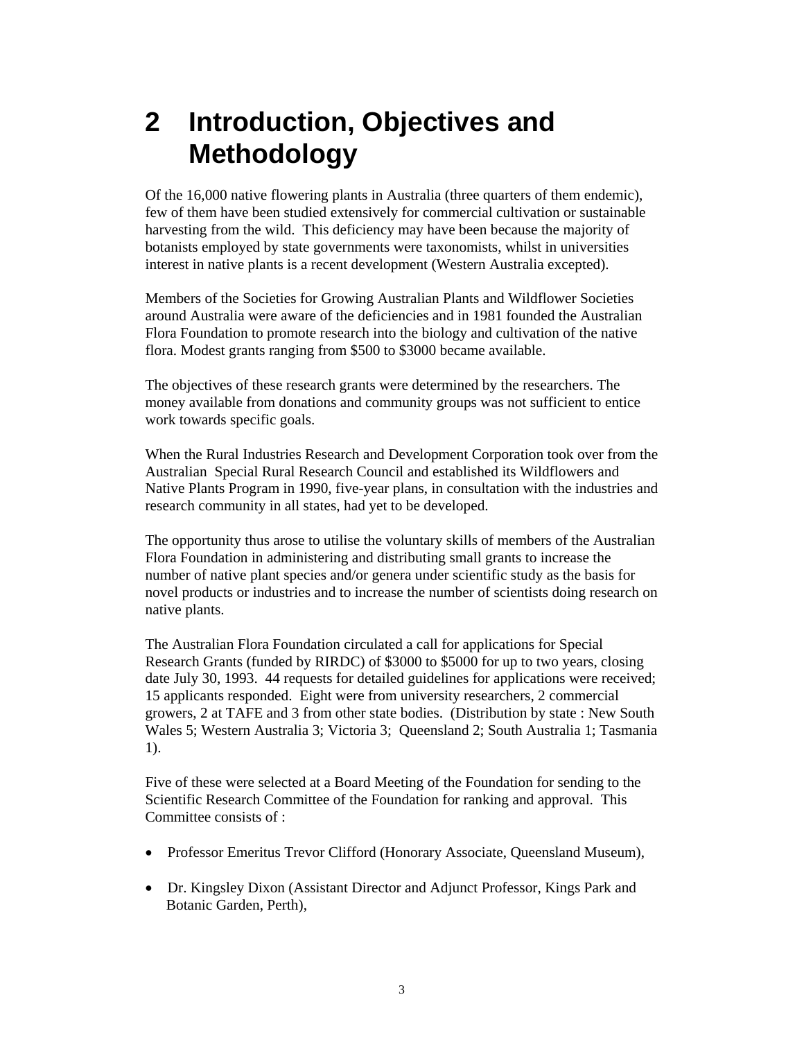# 2 Introduction, Objectives and Methodology

Of the 16,000 native flowering plants in Australia (three quarters of them endemic), few of them have been studied extensively for commercial cultivation or sustainable harvesting from the wild. This deficiency may have been because the majority of botanists employed by state governments were taxonomists, whilst in universities interest in native plants is a recent development (Western Australia excepted).

Members of the Societies for Growing Australian Plants and Wildflower Societies around Australia were aware of the deficiencies and in 1981 founded the Australian Flora Foundation to promote research into the biology and cultivation of the native flora. Modest grants ranging from $500 to $3000 became available.

The objectives of these research grants were determined by the researchers. The money available from donations and community groups was not sufficient to entice work towards specific goals.

When the Rural Industries Research and Development Corporation took over from the Australian Special Rural Research Council and established its Wildflowers and Native Plants Program in 1990, five-year plans, in consultation with the industries and research community in all states, had yet to be developed.

The opportunity thus arose to utilise the voluntary skills of members of the Australian Flora Foundation in administering and distributing small grants to increase the number of native plant species and/or genera under scientific study as the basis for novel products or industries and to increase the number of scientists doing research on native plants.

The Australian Flora Foundation circulated a call for applications for Special Research Grants (funded by RIRDC) of $3000 to $5000 for up to two years, closing date July 30, 1993. 44 requests for detailed guidelines for applications were received; 15 applicants responded. Eight were from university researchers, 2 commercial growers, 2 at TAFE and 3 from other state bodies. (Distribution by state : New South Wales 5; Western Australia 3; Victoria 3; Queensland 2; South Australia 1; Tasmania 1).

Five of these were selected at a Board Meeting of the Foundation for sending to the Scientific Research Committee of the Foundation for ranking and approval. This Committee consists of :

- Professor Emeritus Trevor Clifford (Honorary Associate, Queensland Museum),
- Dr. Kingsley Dixon (Assistant Director and Adjunct Professor, Kings Park and Botanic Garden, Perth),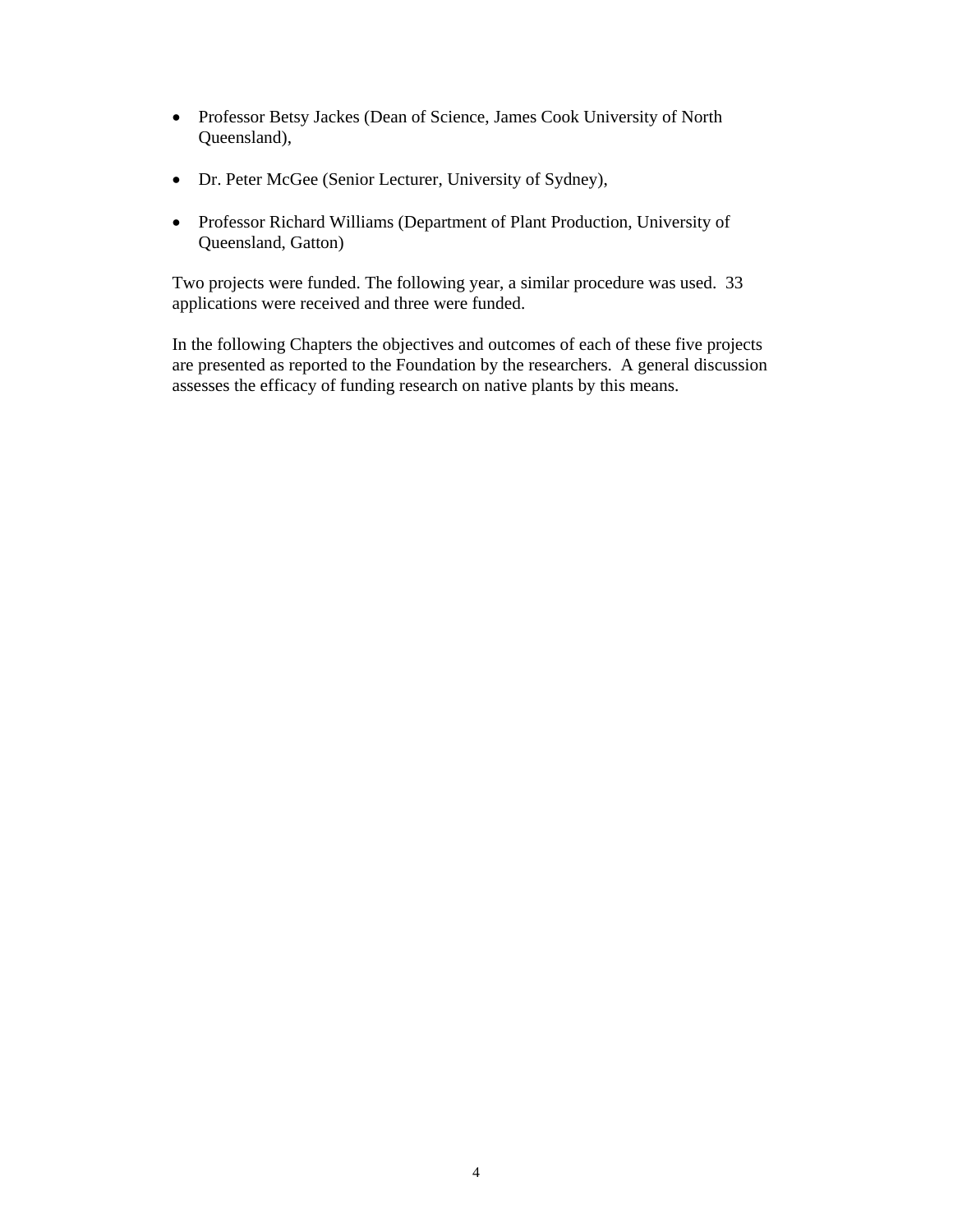- Professor Betsy Jackes (Dean of Science, James Cook University of North Queensland),
- Dr. Peter McGee (Senior Lecturer, University of Sydney),
- Professor Richard Williams (Department of Plant Production, University of Queensland, Gatton)

Two projects were funded. The following year, a similar procedure was used. 33 applications were received and three were funded.

In the following Chapters the objectives and outcomes of each of these five projects are presented as reported to the Foundation by the researchers. A general discussion assesses the efficacy of funding research on native plants by this means.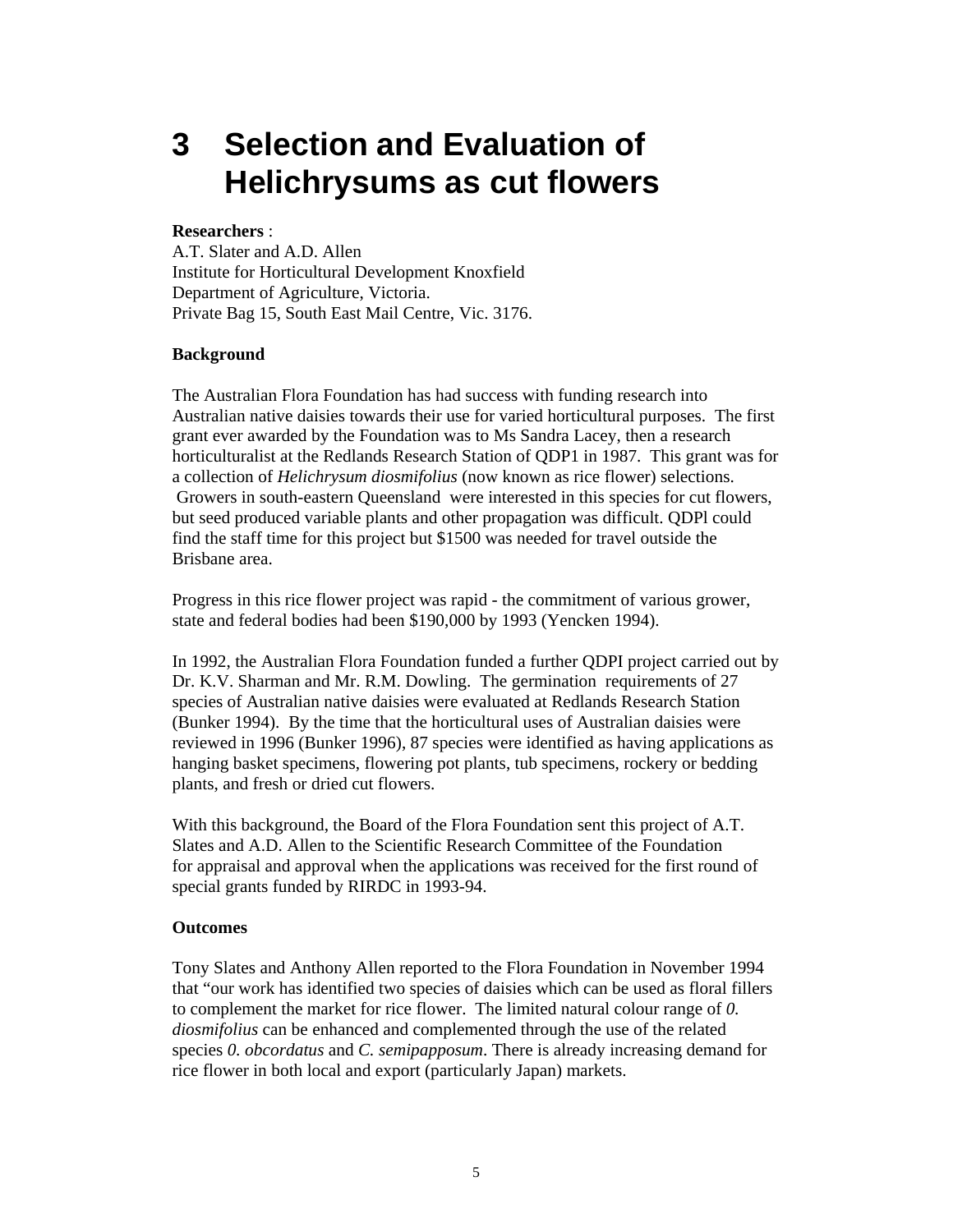# 3 Selection and Evaluation of Helichrysums as cut flowers

**Researchers** :
A.T. Slater and A.D. Allen
Institute for Horticultural Development Knoxfield
Department of Agriculture, Victoria.
Private Bag 15, South East Mail Centre, Vic. 3176.

**Background**

The Australian Flora Foundation has had success with funding research into Australian native daisies towards their use for varied horticultural purposes. The first grant ever awarded by the Foundation was to Ms Sandra Lacey, then a research horticulturalist at the Redlands Research Station of QDP1 in 1987. This grant was for a collection of *Helichrysum diosmifolius* (now known as rice flower) selections. Growers in south-eastern Queensland were interested in this species for cut flowers, but seed produced variable plants and other propagation was difficult. QDPl could find the staff time for this project but $1500 was needed for travel outside the Brisbane area.

Progress in this rice flower project was rapid - the commitment of various grower, state and federal bodies had been $190,000 by 1993 (Yencken 1994).

In 1992, the Australian Flora Foundation funded a further QDPI project carried out by Dr. K.V. Sharman and Mr. R.M. Dowling. The germination requirements of 27 species of Australian native daisies were evaluated at Redlands Research Station (Bunker 1994). By the time that the horticultural uses of Australian daisies were reviewed in 1996 (Bunker 1996), 87 species were identified as having applications as hanging basket specimens, flowering pot plants, tub specimens, rockery or bedding plants, and fresh or dried cut flowers.

With this background, the Board of the Flora Foundation sent this project of A.T. Slates and A.D. Allen to the Scientific Research Committee of the Foundation for appraisal and approval when the applications was received for the first round of special grants funded by RIRDC in 1993-94.

**Outcomes**

Tony Slates and Anthony Allen reported to the Flora Foundation in November 1994 that "our work has identified two species of daisies which can be used as floral fillers to complement the market for rice flower. The limited natural colour range of *0. diosmifolius* can be enhanced and complemented through the use of the related species *0. obcordatus* and *C. semipapposum*. There is already increasing demand for rice flower in both local and export (particularly Japan) markets.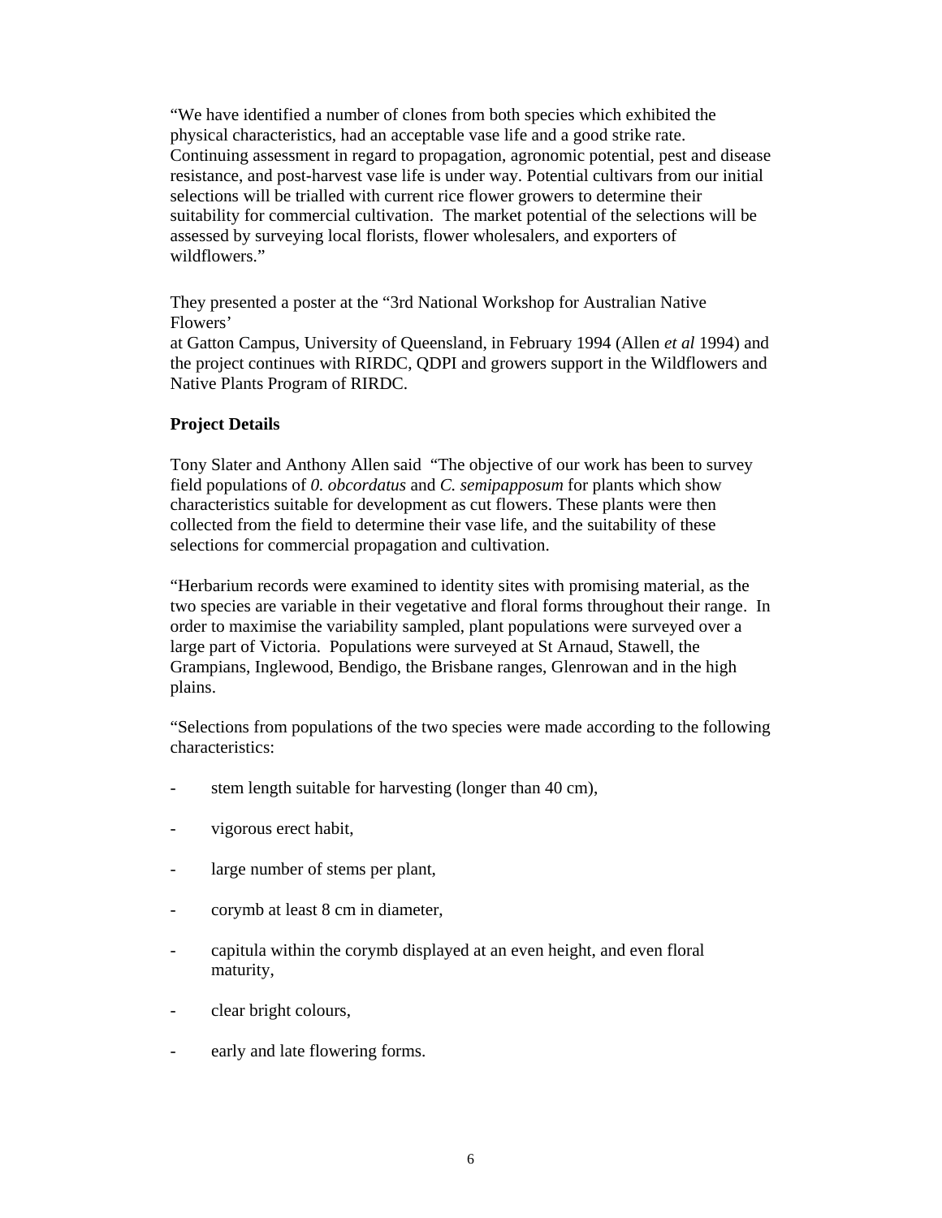"We have identified a number of clones from both species which exhibited the physical characteristics, had an acceptable vase life and a good strike rate. Continuing assessment in regard to propagation, agronomic potential, pest and disease resistance, and post-harvest vase life is under way. Potential cultivars from our initial selections will be trialled with current rice flower growers to determine their suitability for commercial cultivation. The market potential of the selections will be assessed by surveying local florists, flower wholesalers, and exporters of wildflowers."

They presented a poster at the "3rd National Workshop for Australian Native Flowers'
at Gatton Campus, University of Queensland, in February 1994 (Allen *et al* 1994) and the project continues with RIRDC, QDPI and growers support in the Wildflowers and Native Plants Program of RIRDC.

**Project Details**

Tony Slater and Anthony Allen said "The objective of our work has been to survey field populations of *0. obcordatus* and *C. semipapposum* for plants which show characteristics suitable for development as cut flowers. These plants were then collected from the field to determine their vase life, and the suitability of these selections for commercial propagation and cultivation.

"Herbarium records were examined to identity sites with promising material, as the two species are variable in their vegetative and floral forms throughout their range. In order to maximise the variability sampled, plant populations were surveyed over a large part of Victoria. Populations were surveyed at St Arnaud, Stawell, the Grampians, Inglewood, Bendigo, the Brisbane ranges, Glenrowan and in the high plains.

"Selections from populations of the two species were made according to the following characteristics:

- stem length suitable for harvesting (longer than 40 cm),
- vigorous erect habit,
- large number of stems per plant,
- corymb at least 8 cm in diameter,
- capitula within the corymb displayed at an even height, and even floral maturity,
- clear bright colours,
- early and late flowering forms.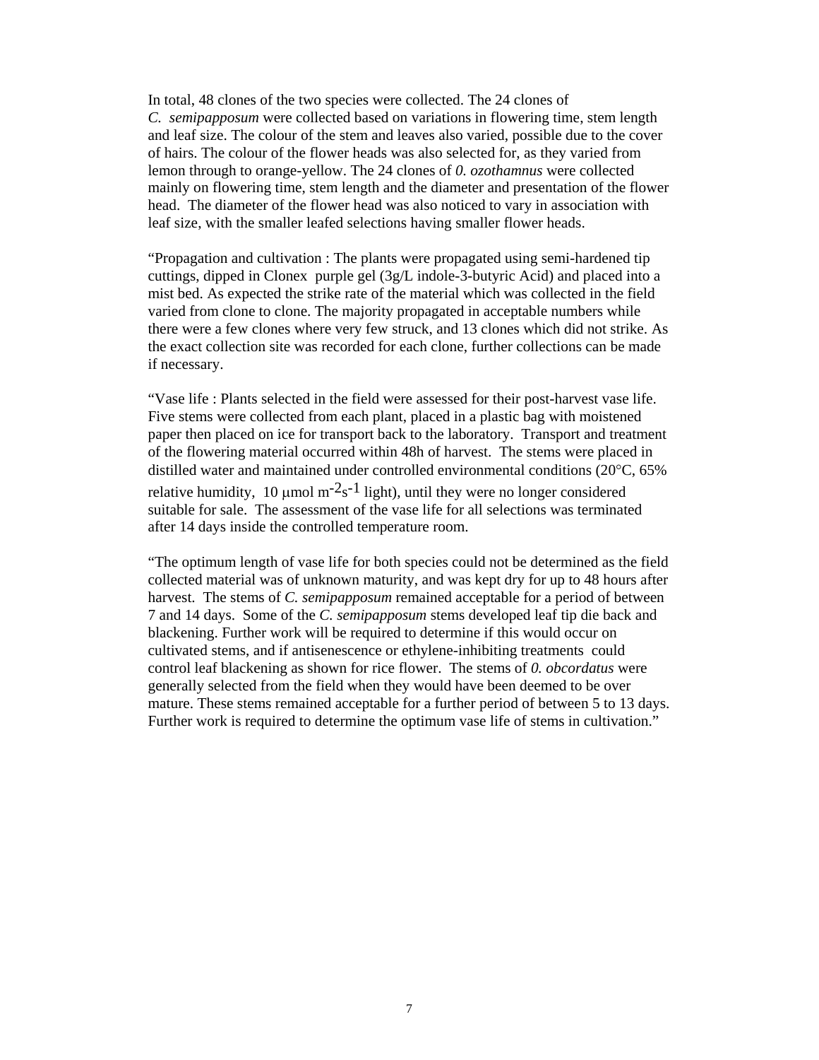In total, 48 clones of the two species were collected. The 24 clones of *C. semipapposum* were collected based on variations in flowering time, stem length and leaf size. The colour of the stem and leaves also varied, possible due to the cover of hairs. The colour of the flower heads was also selected for, as they varied from lemon through to orange-yellow. The 24 clones of *0. ozothamnus* were collected mainly on flowering time, stem length and the diameter and presentation of the flower head. The diameter of the flower head was also noticed to vary in association with leaf size, with the smaller leafed selections having smaller flower heads.

"Propagation and cultivation : The plants were propagated using semi-hardened tip cuttings, dipped in Clonex purple gel (3g/L indole-3-butyric Acid) and placed into a mist bed. As expected the strike rate of the material which was collected in the field varied from clone to clone. The majority propagated in acceptable numbers while there were a few clones where very few struck, and 13 clones which did not strike. As the exact collection site was recorded for each clone, further collections can be made if necessary.

"Vase life : Plants selected in the field were assessed for their post-harvest vase life. Five stems were collected from each plant, placed in a plastic bag with moistened paper then placed on ice for transport back to the laboratory. Transport and treatment of the flowering material occurred within 48h of harvest. The stems were placed in distilled water and maintained under controlled environmental conditions (20°C, 65% relative humidity, 10 μmol $m^{-2}s^{-1}$ light), until they were no longer considered suitable for sale. The assessment of the vase life for all selections was terminated after 14 days inside the controlled temperature room.

"The optimum length of vase life for both species could not be determined as the field collected material was of unknown maturity, and was kept dry for up to 48 hours after harvest. The stems of *C. semipapposum* remained acceptable for a period of between 7 and 14 days. Some of the *C. semipapposum* stems developed leaf tip die back and blackening. Further work will be required to determine if this would occur on cultivated stems, and if antisenescence or ethylene-inhibiting treatments could control leaf blackening as shown for rice flower. The stems of *0. obcordatus* were generally selected from the field when they would have been deemed to be over mature. These stems remained acceptable for a further period of between 5 to 13 days. Further work is required to determine the optimum vase life of stems in cultivation."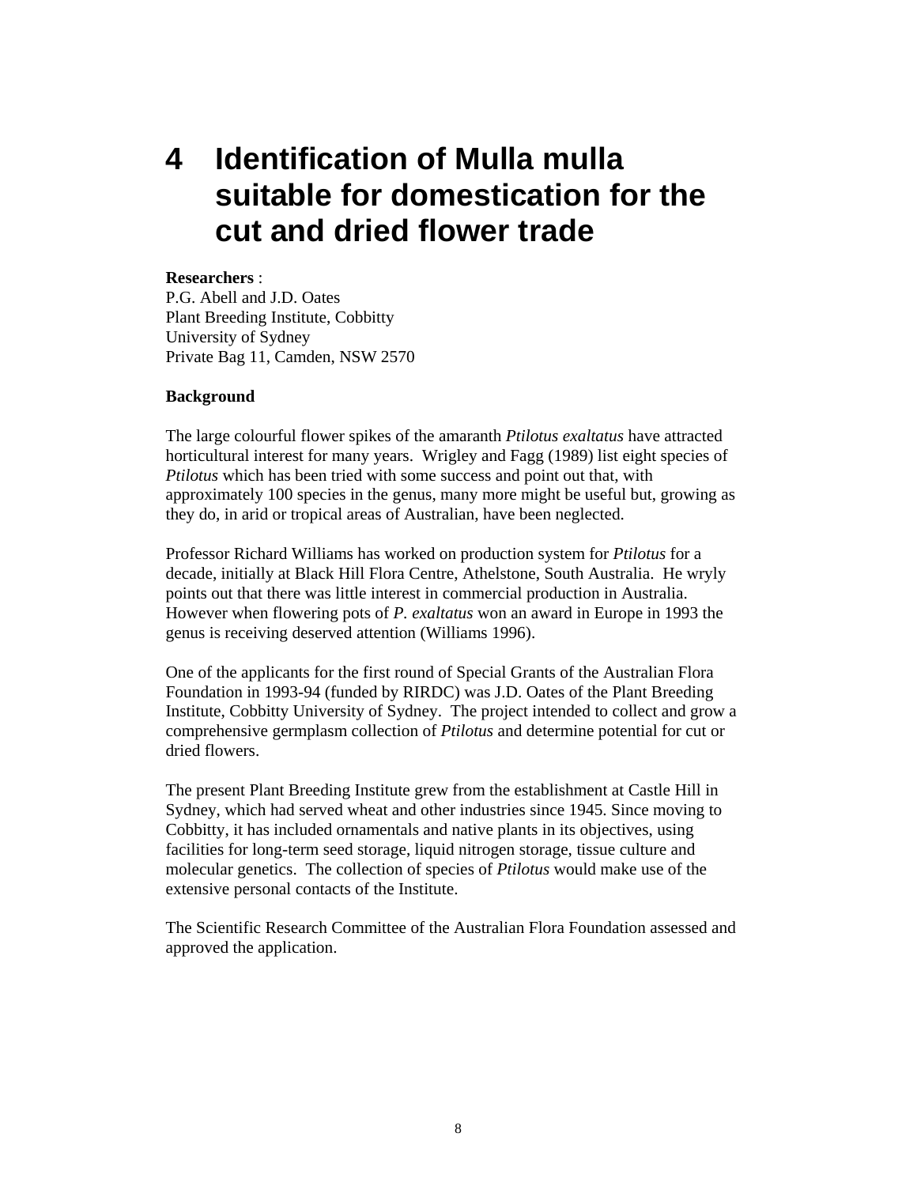# 4 Identification of Mulla mulla suitable for domestication for the cut and dried flower trade

**Researchers** :
P.G. Abell and J.D. Oates
Plant Breeding Institute, Cobbitty
University of Sydney
Private Bag 11, Camden, NSW 2570

**Background**

The large colourful flower spikes of the amaranth *Ptilotus exaltatus* have attracted horticultural interest for many years. Wrigley and Fagg (1989) list eight species of *Ptilotus* which has been tried with some success and point out that, with approximately 100 species in the genus, many more might be useful but, growing as they do, in arid or tropical areas of Australian, have been neglected.

Professor Richard Williams has worked on production system for *Ptilotus* for a decade, initially at Black Hill Flora Centre, Athelstone, South Australia. He wryly points out that there was little interest in commercial production in Australia. However when flowering pots of *P. exaltatus* won an award in Europe in 1993 the genus is receiving deserved attention (Williams 1996).

One of the applicants for the first round of Special Grants of the Australian Flora Foundation in 1993-94 (funded by RIRDC) was J.D. Oates of the Plant Breeding Institute, Cobbitty University of Sydney. The project intended to collect and grow a comprehensive germplasm collection of *Ptilotus* and determine potential for cut or dried flowers.

The present Plant Breeding Institute grew from the establishment at Castle Hill in Sydney, which had served wheat and other industries since 1945. Since moving to Cobbitty, it has included ornamentals and native plants in its objectives, using facilities for long-term seed storage, liquid nitrogen storage, tissue culture and molecular genetics. The collection of species of *Ptilotus* would make use of the extensive personal contacts of the Institute.

The Scientific Research Committee of the Australian Flora Foundation assessed and approved the application.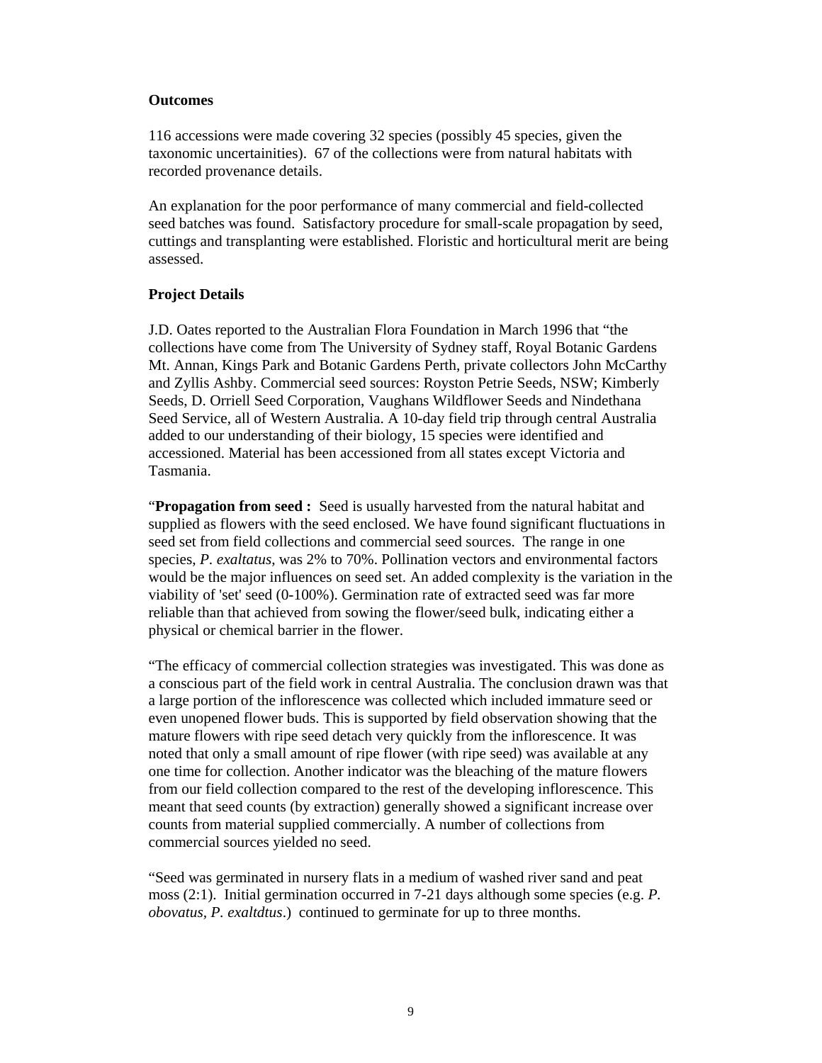**Outcomes**

116 accessions were made covering 32 species (possibly 45 species, given the taxonomic uncertainities). 67 of the collections were from natural habitats with recorded provenance details.

An explanation for the poor performance of many commercial and field-collected seed batches was found. Satisfactory procedure for small-scale propagation by seed, cuttings and transplanting were established. Floristic and horticultural merit are being assessed.

**Project Details**

J.D. Oates reported to the Australian Flora Foundation in March 1996 that "the collections have come from The University of Sydney staff, Royal Botanic Gardens Mt. Annan, Kings Park and Botanic Gardens Perth, private collectors John McCarthy and Zyllis Ashby. Commercial seed sources: Royston Petrie Seeds, NSW; Kimberly Seeds, D. Orriell Seed Corporation, Vaughans Wildflower Seeds and Nindethana Seed Service, all of Western Australia. A 10-day field trip through central Australia added to our understanding of their biology, 15 species were identified and accessioned. Material has been accessioned from all states except Victoria and Tasmania.

"**Propagation from seed :** Seed is usually harvested from the natural habitat and supplied as flowers with the seed enclosed. We have found significant fluctuations in seed set from field collections and commercial seed sources. The range in one species, *P. exaltatus*, was 2% to 70%. Pollination vectors and environmental factors would be the major influences on seed set. An added complexity is the variation in the viability of 'set' seed (0-100%). Germination rate of extracted seed was far more reliable than that achieved from sowing the flower/seed bulk, indicating either a physical or chemical barrier in the flower.

"The efficacy of commercial collection strategies was investigated. This was done as a conscious part of the field work in central Australia. The conclusion drawn was that a large portion of the inflorescence was collected which included immature seed or even unopened flower buds. This is supported by field observation showing that the mature flowers with ripe seed detach very quickly from the inflorescence. It was noted that only a small amount of ripe flower (with ripe seed) was available at any one time for collection. Another indicator was the bleaching of the mature flowers from our field collection compared to the rest of the developing inflorescence. This meant that seed counts (by extraction) generally showed a significant increase over counts from material supplied commercially. A number of collections from commercial sources yielded no seed.

"Seed was germinated in nursery flats in a medium of washed river sand and peat moss (2:1). Initial germination occurred in 7-21 days although some species (e.g. *P. obovatus, P. exaltdtus*.) continued to germinate for up to three months.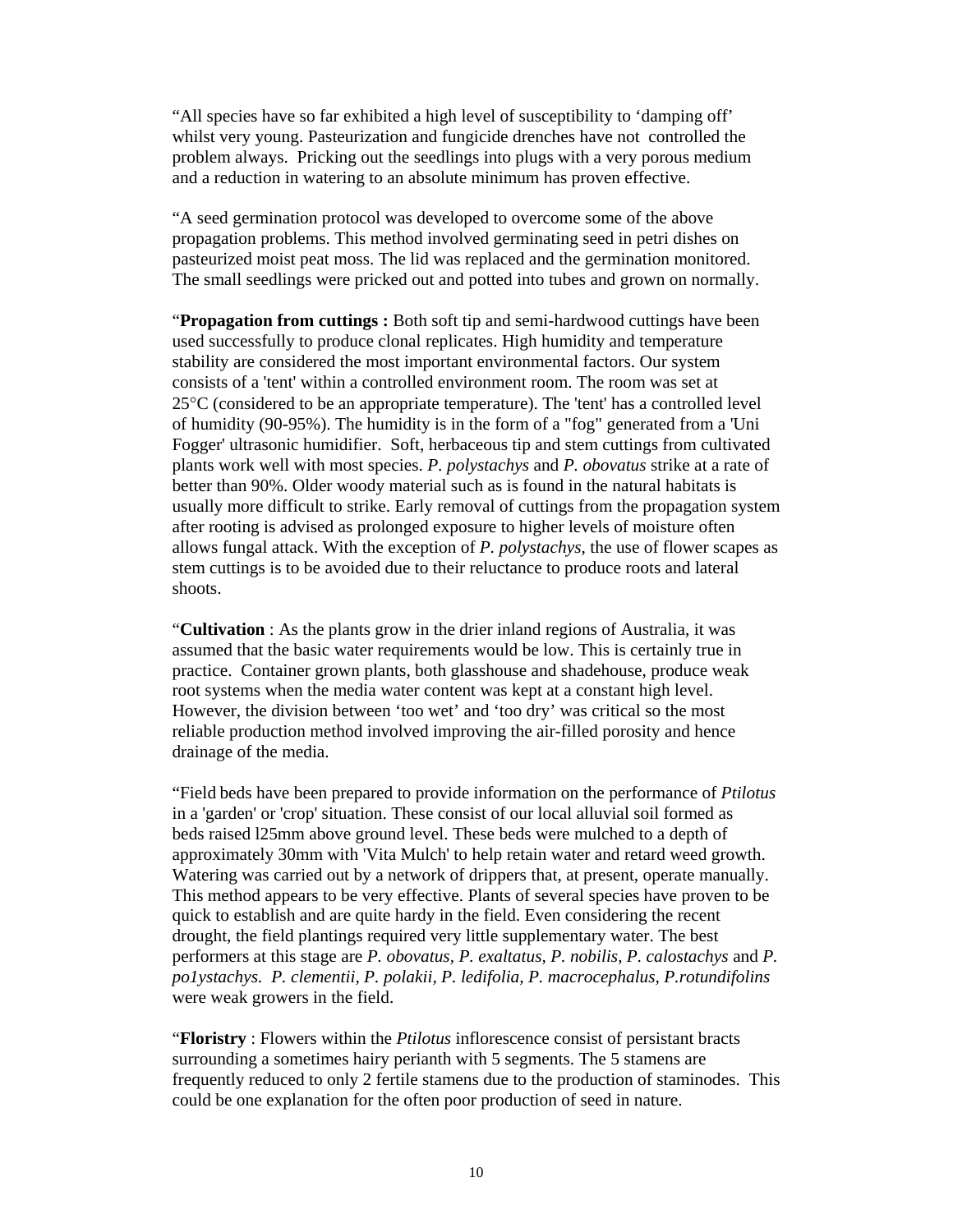"All species have so far exhibited a high level of susceptibility to 'damping off' whilst very young. Pasteurization and fungicide drenches have not controlled the problem always. Pricking out the seedlings into plugs with a very porous medium and a reduction in watering to an absolute minimum has proven effective.

"A seed germination protocol was developed to overcome some of the above propagation problems. This method involved germinating seed in petri dishes on pasteurized moist peat moss. The lid was replaced and the germination monitored. The small seedlings were pricked out and potted into tubes and grown on normally.

"**Propagation from cuttings :** Both soft tip and semi-hardwood cuttings have been used successfully to produce clonal replicates. High humidity and temperature stability are considered the most important environmental factors. Our system consists of a 'tent' within a controlled environment room. The room was set at 25°C (considered to be an appropriate temperature). The 'tent' has a controlled level of humidity (90-95%). The humidity is in the form of a "fog" generated from a 'Uni Fogger' ultrasonic humidifier. Soft, herbaceous tip and stem cuttings from cultivated plants work well with most species. *P. polystachys* and *P. obovatus* strike at a rate of better than 90%. Older woody material such as is found in the natural habitats is usually more difficult to strike. Early removal of cuttings from the propagation system after rooting is advised as prolonged exposure to higher levels of moisture often allows fungal attack. With the exception of *P. polystachys*, the use of flower scapes as stem cuttings is to be avoided due to their reluctance to produce roots and lateral shoots.

"**Cultivation** : As the plants grow in the drier inland regions of Australia, it was assumed that the basic water requirements would be low. This is certainly true in practice. Container grown plants, both glasshouse and shadehouse, produce weak root systems when the media water content was kept at a constant high level. However, the division between 'too wet' and 'too dry' was critical so the most reliable production method involved improving the air-filled porosity and hence drainage of the media.

"Field beds have been prepared to provide information on the performance of *Ptilotus* in a 'garden' or 'crop' situation. These consist of our local alluvial soil formed as beds raised l25mm above ground level. These beds were mulched to a depth of approximately 30mm with 'Vita Mulch' to help retain water and retard weed growth. Watering was carried out by a network of drippers that, at present, operate manually. This method appears to be very effective. Plants of several species have proven to be quick to establish and are quite hardy in the field. Even considering the recent drought, the field plantings required very little supplementary water. The best performers at this stage are *P. obovatus, P. exaltatus, P. nobilis, P. calostachys* and *P. po1ystachys. P. clementii, P. polakii, P. ledifolia, P. macrocephalus, P.rotundifolins* were weak growers in the field.

"**Floristry** : Flowers within the *Ptilotus* inflorescence consist of persistant bracts surrounding a sometimes hairy perianth with 5 segments. The 5 stamens are frequently reduced to only 2 fertile stamens due to the production of staminodes. This could be one explanation for the often poor production of seed in nature.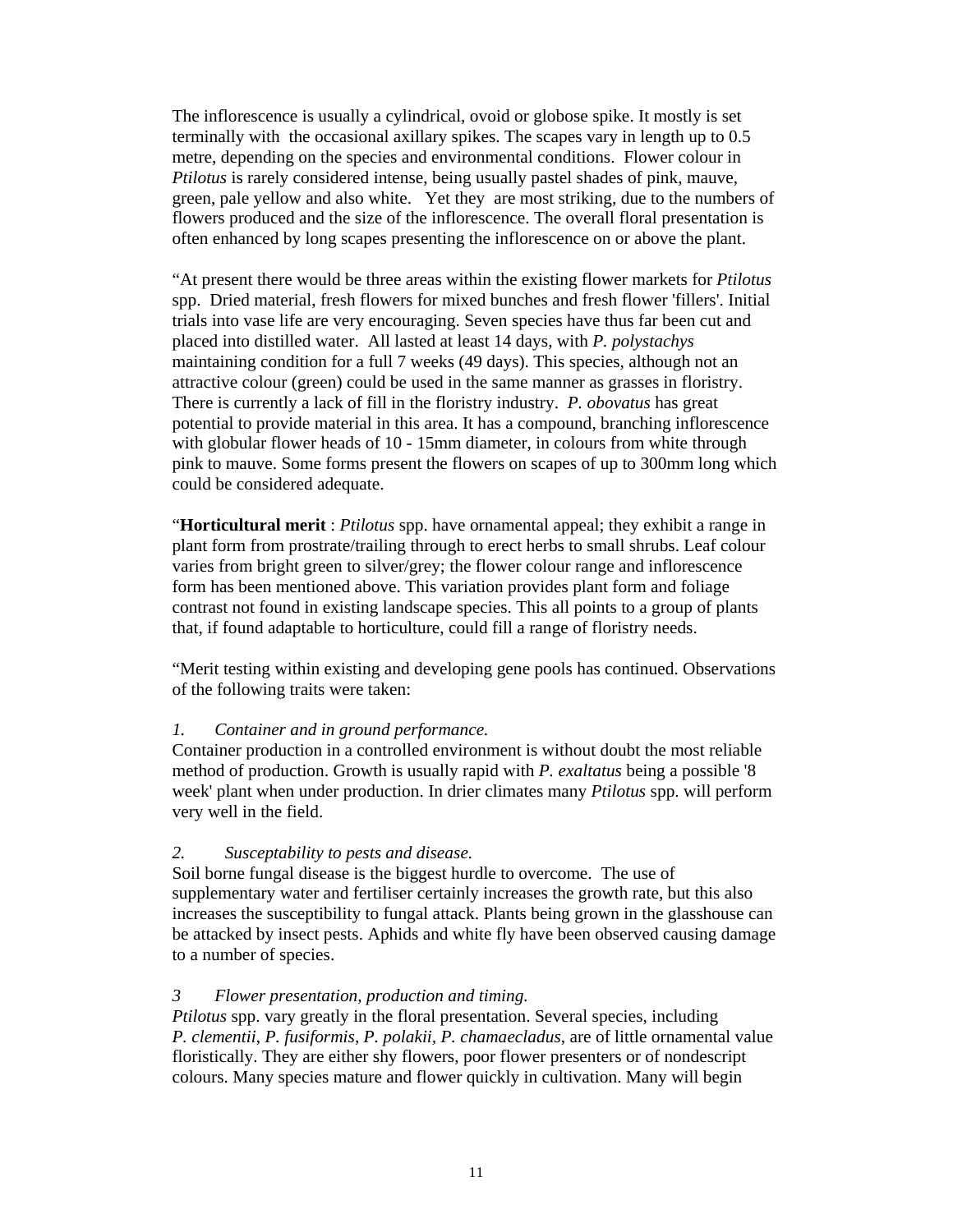The inflorescence is usually a cylindrical, ovoid or globose spike. It mostly is set terminally with the occasional axillary spikes. The scapes vary in length up to 0.5 metre, depending on the species and environmental conditions. Flower colour in *Ptilotus* is rarely considered intense, being usually pastel shades of pink, mauve, green, pale yellow and also white. Yet they are most striking, due to the numbers of flowers produced and the size of the inflorescence. The overall floral presentation is often enhanced by long scapes presenting the inflorescence on or above the plant.

"At present there would be three areas within the existing flower markets for *Ptilotus* spp. Dried material, fresh flowers for mixed bunches and fresh flower 'fillers'. Initial trials into vase life are very encouraging. Seven species have thus far been cut and placed into distilled water. All lasted at least 14 days, with *P. polystachys* maintaining condition for a full 7 weeks (49 days). This species, although not an attractive colour (green) could be used in the same manner as grasses in floristry. There is currently a lack of fill in the floristry industry. *P. obovatus* has great potential to provide material in this area. It has a compound, branching inflorescence with globular flower heads of 10 - 15mm diameter, in colours from white through pink to mauve. Some forms present the flowers on scapes of up to 300mm long which could be considered adequate.

"**Horticultural merit** : *Ptilotus* spp. have ornamental appeal; they exhibit a range in plant form from prostrate/trailing through to erect herbs to small shrubs. Leaf colour varies from bright green to silver/grey; the flower colour range and inflorescence form has been mentioned above. This variation provides plant form and foliage contrast not found in existing landscape species. This all points to a group of plants that, if found adaptable to horticulture, could fill a range of floristry needs.

"Merit testing within existing and developing gene pools has continued. Observations of the following traits were taken:

*1. Container and in ground performance.*

Container production in a controlled environment is without doubt the most reliable method of production. Growth is usually rapid with *P. exaltatus* being a possible '8 week' plant when under production. In drier climates many *Ptilotus* spp. will perform very well in the field.

*2. Susceptability to pests and disease.*

Soil borne fungal disease is the biggest hurdle to overcome. The use of supplementary water and fertiliser certainly increases the growth rate, but this also increases the susceptibility to fungal attack. Plants being grown in the glasshouse can be attacked by insect pests. Aphids and white fly have been observed causing damage to a number of species.

*3 Flower presentation, production and timing.*

*Ptilotus* spp. vary greatly in the floral presentation. Several species, including *P. clementii*, *P. fusiformis*, *P. polakii*, *P. chamaecladus*, are of little ornamental value floristically. They are either shy flowers, poor flower presenters or of nondescript colours. Many species mature and flower quickly in cultivation. Many will begin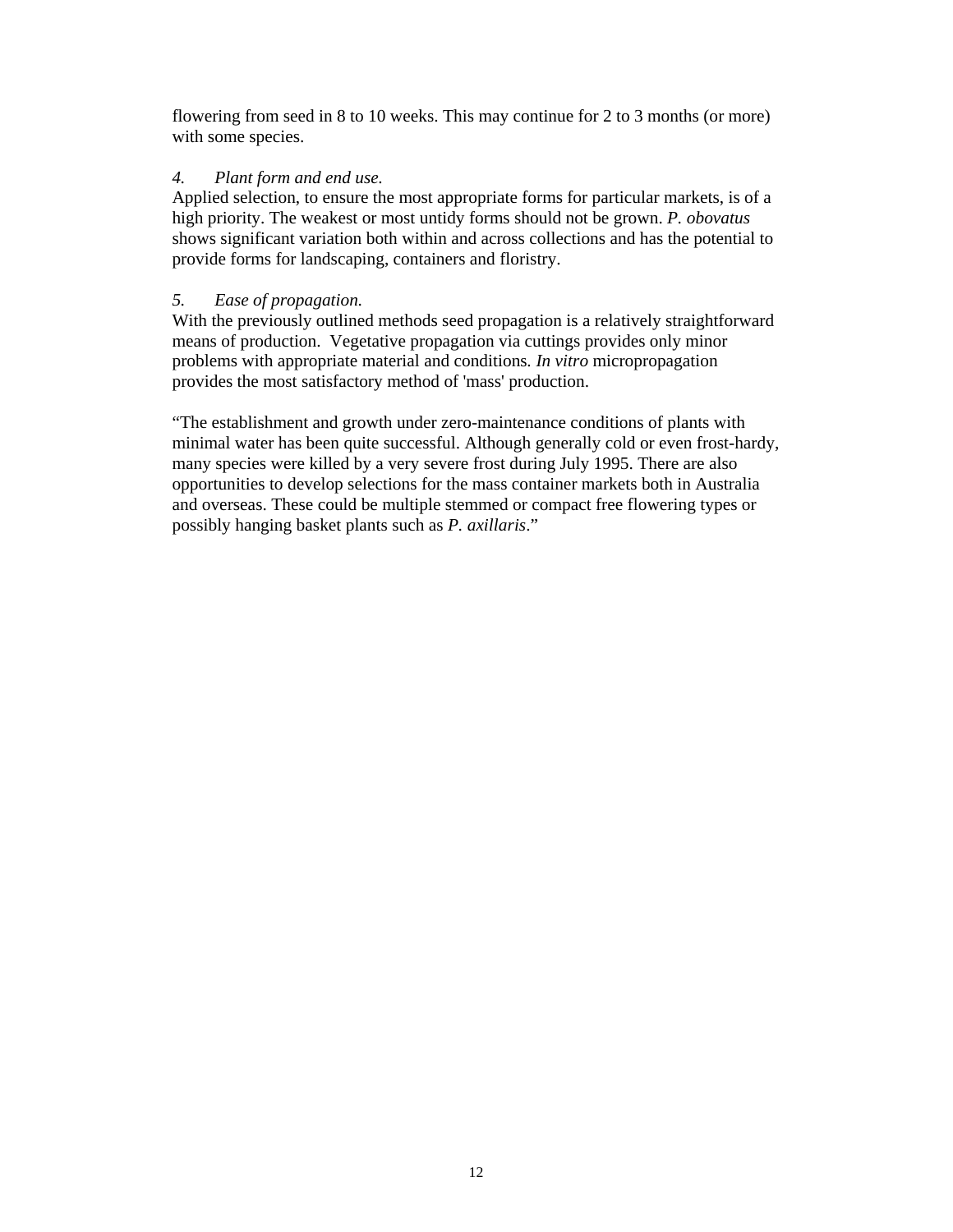flowering from seed in 8 to 10 weeks. This may continue for 2 to 3 months (or more) with some species.

*4. Plant form and end use.*
Applied selection, to ensure the most appropriate forms for particular markets, is of a high priority. The weakest or most untidy forms should not be grown. *P. obovatus* shows significant variation both within and across collections and has the potential to provide forms for landscaping, containers and floristry.

*5. Ease of propagation.*
With the previously outlined methods seed propagation is a relatively straightforward means of production. Vegetative propagation via cuttings provides only minor problems with appropriate material and conditions. *In vitro* micropropagation provides the most satisfactory method of 'mass' production.

"The establishment and growth under zero-maintenance conditions of plants with minimal water has been quite successful. Although generally cold or even frost-hardy, many species were killed by a very severe frost during July 1995. There are also opportunities to develop selections for the mass container markets both in Australia and overseas. These could be multiple stemmed or compact free flowering types or possibly hanging basket plants such as *P. axillaris*."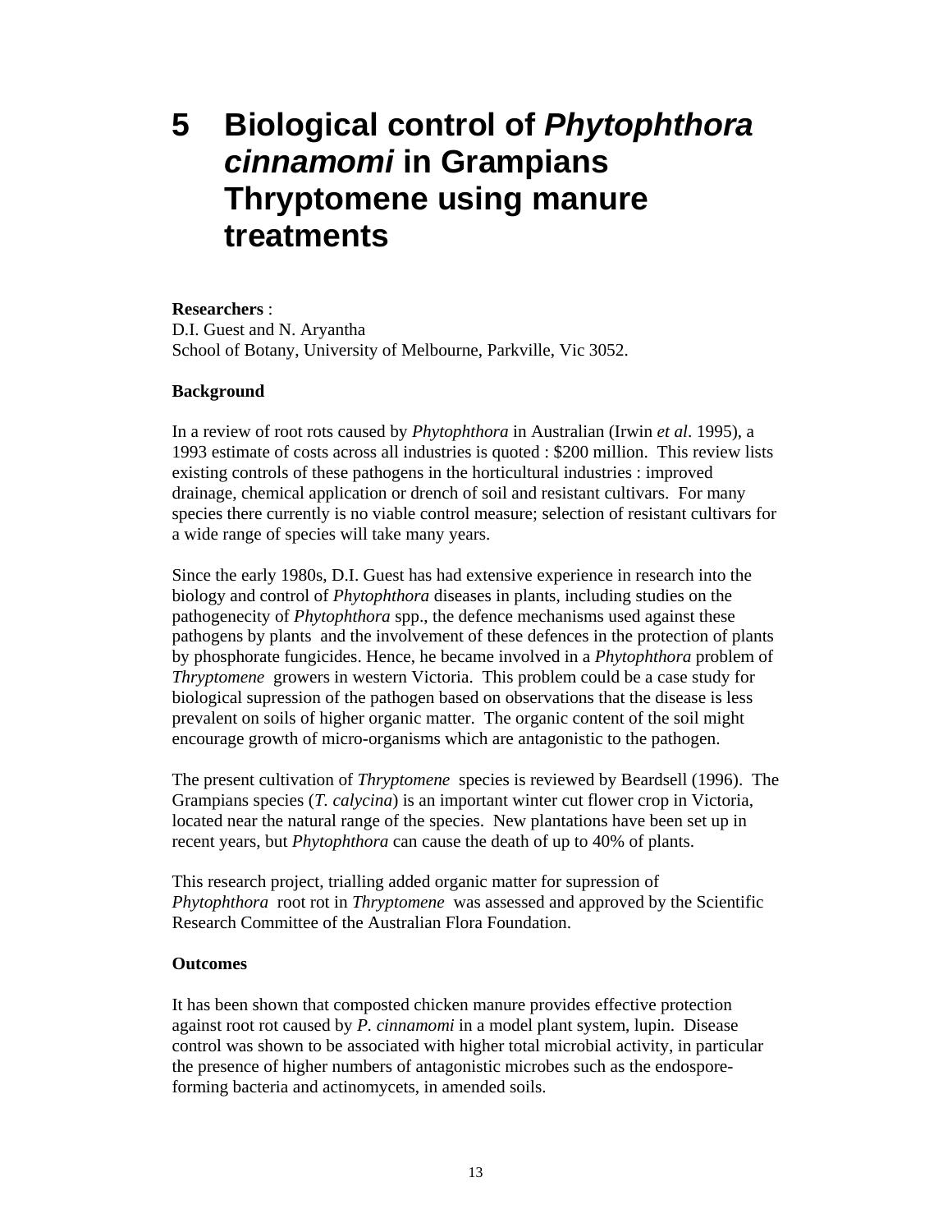# 5 Biological control of *Phytophthora cinnamomi* in Grampians Thryptomene using manure treatments

**Researchers** :
D.I. Guest and N. Aryantha
School of Botany, University of Melbourne, Parkville, Vic 3052.

**Background**

In a review of root rots caused by *Phytophthora* in Australian (Irwin *et al*. 1995), a 1993 estimate of costs across all industries is quoted : $200 million. This review lists existing controls of these pathogens in the horticultural industries : improved drainage, chemical application or drench of soil and resistant cultivars. For many species there currently is no viable control measure; selection of resistant cultivars for a wide range of species will take many years.

Since the early 1980s, D.I. Guest has had extensive experience in research into the biology and control of *Phytophthora* diseases in plants, including studies on the pathogenecity of *Phytophthora* spp., the defence mechanisms used against these pathogens by plants and the involvement of these defences in the protection of plants by phosphorate fungicides. Hence, he became involved in a *Phytophthora* problem of *Thryptomene* growers in western Victoria. This problem could be a case study for biological supression of the pathogen based on observations that the disease is less prevalent on soils of higher organic matter. The organic content of the soil might encourage growth of micro-organisms which are antagonistic to the pathogen.

The present cultivation of *Thryptomene* species is reviewed by Beardsell (1996). The Grampians species (*T. calycina*) is an important winter cut flower crop in Victoria, located near the natural range of the species. New plantations have been set up in recent years, but *Phytophthora* can cause the death of up to 40% of plants.

This research project, trialling added organic matter for supression of *Phytophthora* root rot in *Thryptomene* was assessed and approved by the Scientific Research Committee of the Australian Flora Foundation.

**Outcomes**

It has been shown that composted chicken manure provides effective protection against root rot caused by *P. cinnamomi* in a model plant system, lupin. Disease control was shown to be associated with higher total microbial activity, in particular the presence of higher numbers of antagonistic microbes such as the endospore-forming bacteria and actinomycets, in amended soils.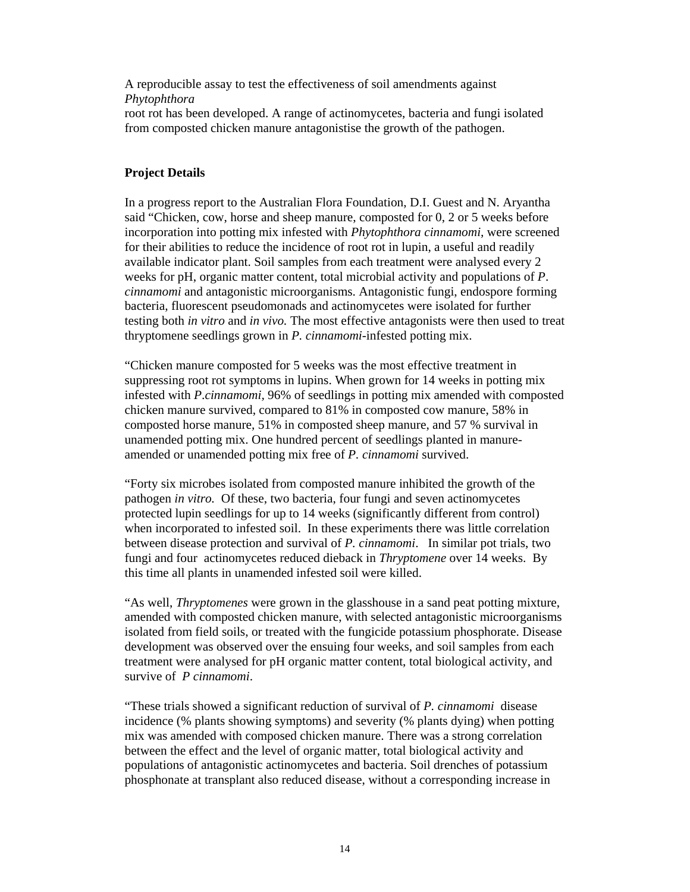A reproducible assay to test the effectiveness of soil amendments against *Phytophthora* root rot has been developed. A range of actinomycetes, bacteria and fungi isolated from composted chicken manure antagonistise the growth of the pathogen.

**Project Details**

In a progress report to the Australian Flora Foundation, D.I. Guest and N. Aryantha said "Chicken, cow, horse and sheep manure, composted for 0, 2 or 5 weeks before incorporation into potting mix infested with *Phytophthora cinnamomi*, were screened for their abilities to reduce the incidence of root rot in lupin, a useful and readily available indicator plant. Soil samples from each treatment were analysed every 2 weeks for pH, organic matter content, total microbial activity and populations of *P. cinnamomi* and antagonistic microorganisms. Antagonistic fungi, endospore forming bacteria, fluorescent pseudomonads and actinomycetes were isolated for further testing both *in vitro* and *in vivo.* The most effective antagonists were then used to treat thryptomene seedlings grown in *P. cinnamomi*-infested potting mix.

"Chicken manure composted for 5 weeks was the most effective treatment in suppressing root rot symptoms in lupins. When grown for 14 weeks in potting mix infested with *P.cinnamomi*, 96% of seedlings in potting mix amended with composted chicken manure survived, compared to 81% in composted cow manure, 58% in composted horse manure, 51% in composted sheep manure, and 57 % survival in unamended potting mix. One hundred percent of seedlings planted in manure-amended or unamended potting mix free of *P. cinnamomi* survived.

"Forty six microbes isolated from composted manure inhibited the growth of the pathogen *in vitro.* Of these, two bacteria, four fungi and seven actinomycetes protected lupin seedlings for up to 14 weeks (significantly different from control) when incorporated to infested soil. In these experiments there was little correlation between disease protection and survival of *P. cinnamomi*. In similar pot trials, two fungi and four actinomycetes reduced dieback in *Thryptomene* over 14 weeks. By this time all plants in unamended infested soil were killed.

"As well, *Thryptomenes* were grown in the glasshouse in a sand peat potting mixture, amended with composted chicken manure, with selected antagonistic microorganisms isolated from field soils, or treated with the fungicide potassium phosphorate. Disease development was observed over the ensuing four weeks, and soil samples from each treatment were analysed for pH organic matter content, total biological activity, and survive of *P cinnamomi*.

"These trials showed a significant reduction of survival of *P. cinnamomi* disease incidence (% plants showing symptoms) and severity (% plants dying) when potting mix was amended with composed chicken manure. There was a strong correlation between the effect and the level of organic matter, total biological activity and populations of antagonistic actinomycetes and bacteria. Soil drenches of potassium phosphonate at transplant also reduced disease, without a corresponding increase in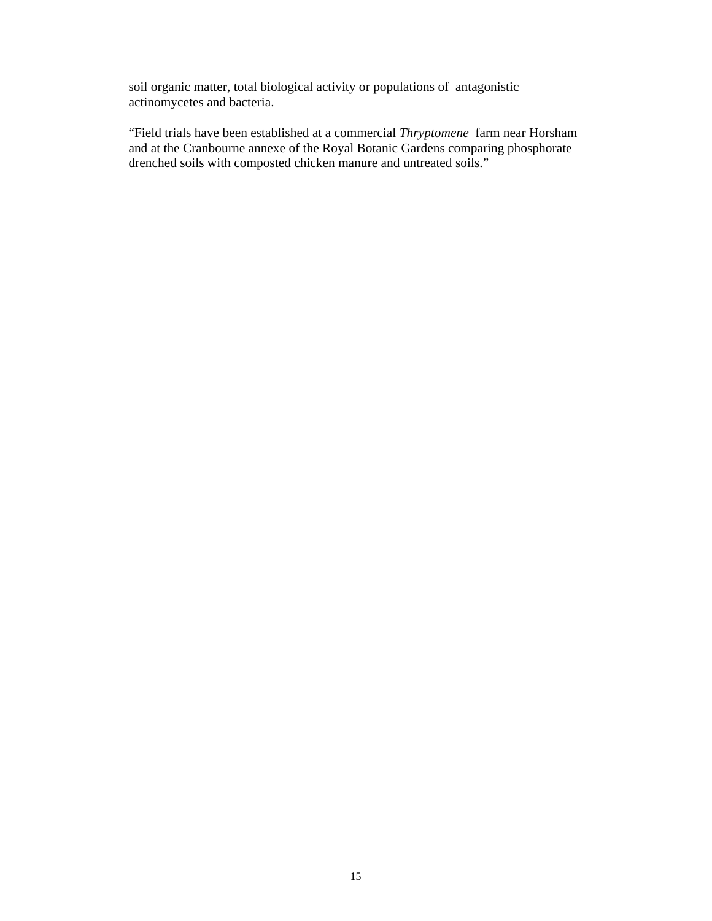soil organic matter, total biological activity or populations of antagonistic actinomycetes and bacteria.

“Field trials have been established at a commercial *Thryptomene* farm near Horsham and at the Cranbourne annexe of the Royal Botanic Gardens comparing phosphorate drenched soils with composted chicken manure and untreated soils.”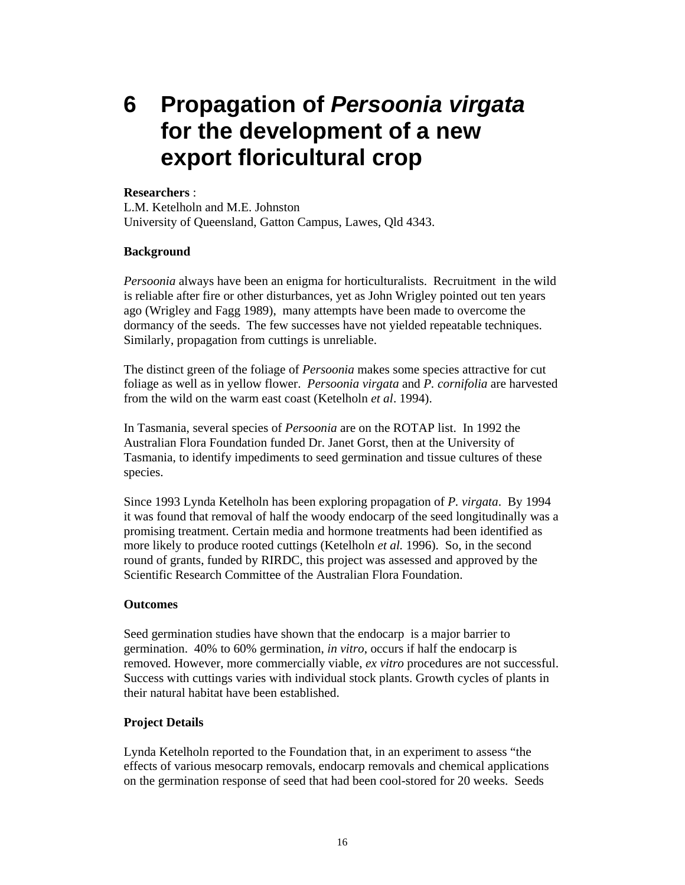# 6 Propagation of *Persoonia virgata* for the development of a new export floricultural crop

**Researchers** :
L.M. Ketelholn and M.E. Johnston
University of Queensland, Gatton Campus, Lawes, Qld 4343.

**Background**

*Persoonia* always have been an enigma for horticulturalists. Recruitment in the wild is reliable after fire or other disturbances, yet as John Wrigley pointed out ten years ago (Wrigley and Fagg 1989), many attempts have been made to overcome the dormancy of the seeds. The few successes have not yielded repeatable techniques. Similarly, propagation from cuttings is unreliable.

The distinct green of the foliage of *Persoonia* makes some species attractive for cut foliage as well as in yellow flower. *Persoonia virgata* and *P. cornifolia* are harvested from the wild on the warm east coast (Ketelholn *et al*. 1994).

In Tasmania, several species of *Persoonia* are on the ROTAP list. In 1992 the Australian Flora Foundation funded Dr. Janet Gorst, then at the University of Tasmania, to identify impediments to seed germination and tissue cultures of these species.

Since 1993 Lynda Ketelholn has been exploring propagation of *P. virgata*. By 1994 it was found that removal of half the woody endocarp of the seed longitudinally was a promising treatment. Certain media and hormone treatments had been identified as more likely to produce rooted cuttings (Ketelholn *et al.* 1996). So, in the second round of grants, funded by RIRDC, this project was assessed and approved by the Scientific Research Committee of the Australian Flora Foundation.

**Outcomes**

Seed germination studies have shown that the endocarp is a major barrier to germination. 40% to 60% germination, *in vitro*, occurs if half the endocarp is removed. However, more commercially viable, *ex vitro* procedures are not successful. Success with cuttings varies with individual stock plants. Growth cycles of plants in their natural habitat have been established.

**Project Details**

Lynda Ketelholn reported to the Foundation that, in an experiment to assess "the effects of various mesocarp removals, endocarp removals and chemical applications on the germination response of seed that had been cool-stored for 20 weeks. Seeds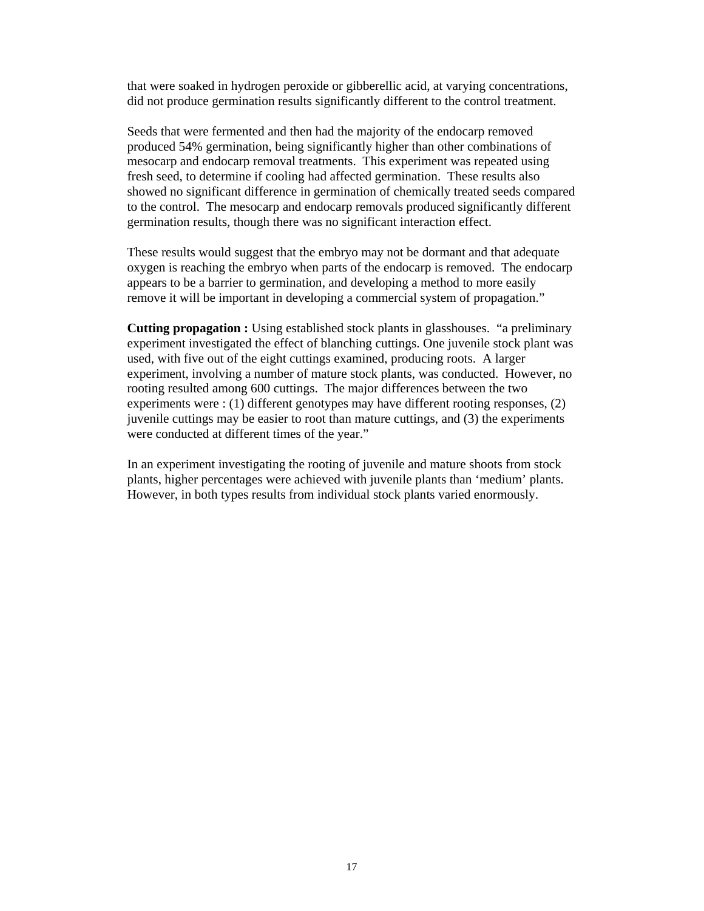that were soaked in hydrogen peroxide or gibberellic acid, at varying concentrations, did not produce germination results significantly different to the control treatment.

Seeds that were fermented and then had the majority of the endocarp removed produced 54% germination, being significantly higher than other combinations of mesocarp and endocarp removal treatments. This experiment was repeated using fresh seed, to determine if cooling had affected germination. These results also showed no significant difference in germination of chemically treated seeds compared to the control. The mesocarp and endocarp removals produced significantly different germination results, though there was no significant interaction effect.

These results would suggest that the embryo may not be dormant and that adequate oxygen is reaching the embryo when parts of the endocarp is removed. The endocarp appears to be a barrier to germination, and developing a method to more easily remove it will be important in developing a commercial system of propagation."

**Cutting propagation :** Using established stock plants in glasshouses. "a preliminary experiment investigated the effect of blanching cuttings. One juvenile stock plant was used, with five out of the eight cuttings examined, producing roots. A larger experiment, involving a number of mature stock plants, was conducted. However, no rooting resulted among 600 cuttings. The major differences between the two experiments were : (1) different genotypes may have different rooting responses, (2) juvenile cuttings may be easier to root than mature cuttings, and (3) the experiments were conducted at different times of the year."

In an experiment investigating the rooting of juvenile and mature shoots from stock plants, higher percentages were achieved with juvenile plants than 'medium' plants. However, in both types results from individual stock plants varied enormously.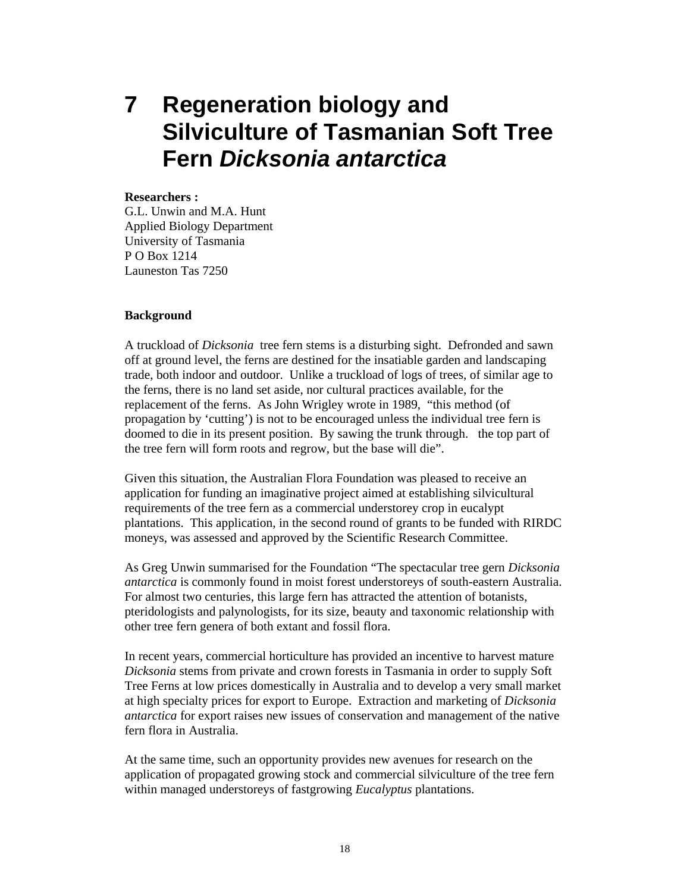# 7 Regeneration biology and Silviculture of Tasmanian Soft Tree Fern *Dicksonia antarctica*

**Researchers :**
G.L. Unwin and M.A. Hunt
Applied Biology Department
University of Tasmania
P O Box 1214
Launeston Tas 7250

**Background**

A truckload of *Dicksonia* tree fern stems is a disturbing sight. Defronded and sawn off at ground level, the ferns are destined for the insatiable garden and landscaping trade, both indoor and outdoor. Unlike a truckload of logs of trees, of similar age to the ferns, there is no land set aside, nor cultural practices available, for the replacement of the ferns. As John Wrigley wrote in 1989, "this method (of propagation by 'cutting') is not to be encouraged unless the individual tree fern is doomed to die in its present position. By sawing the trunk through. the top part of the tree fern will form roots and regrow, but the base will die".

Given this situation, the Australian Flora Foundation was pleased to receive an application for funding an imaginative project aimed at establishing silvicultural requirements of the tree fern as a commercial understorey crop in eucalypt plantations. This application, in the second round of grants to be funded with RIRDC moneys, was assessed and approved by the Scientific Research Committee.

As Greg Unwin summarised for the Foundation "The spectacular tree gern *Dicksonia antarctica* is commonly found in moist forest understoreys of south-eastern Australia. For almost two centuries, this large fern has attracted the attention of botanists, pteridologists and palynologists, for its size, beauty and taxonomic relationship with other tree fern genera of both extant and fossil flora.

In recent years, commercial horticulture has provided an incentive to harvest mature *Dicksonia* stems from private and crown forests in Tasmania in order to supply Soft Tree Ferns at low prices domestically in Australia and to develop a very small market at high specialty prices for export to Europe. Extraction and marketing of *Dicksonia antarctica* for export raises new issues of conservation and management of the native fern flora in Australia.

At the same time, such an opportunity provides new avenues for research on the application of propagated growing stock and commercial silviculture of the tree fern within managed understoreys of fastgrowing *Eucalyptus* plantations.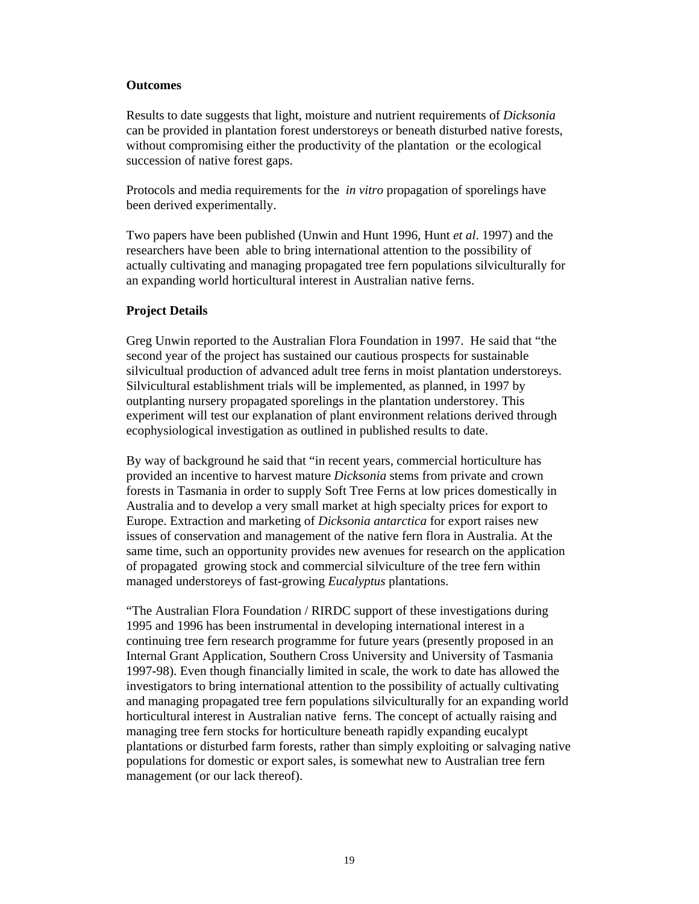**Outcomes**

Results to date suggests that light, moisture and nutrient requirements of *Dicksonia* can be provided in plantation forest understoreys or beneath disturbed native forests, without compromising either the productivity of the plantation or the ecological succession of native forest gaps.

Protocols and media requirements for the *in vitro* propagation of sporelings have been derived experimentally.

Two papers have been published (Unwin and Hunt 1996, Hunt *et al*. 1997) and the researchers have been able to bring international attention to the possibility of actually cultivating and managing propagated tree fern populations silviculturally for an expanding world horticultural interest in Australian native ferns.

**Project Details**

Greg Unwin reported to the Australian Flora Foundation in 1997. He said that "the second year of the project has sustained our cautious prospects for sustainable silvicultual production of advanced adult tree ferns in moist plantation understoreys. Silvicultural establishment trials will be implemented, as planned, in 1997 by outplanting nursery propagated sporelings in the plantation understorey. This experiment will test our explanation of plant environment relations derived through ecophysiological investigation as outlined in published results to date.

By way of background he said that "in recent years, commercial horticulture has provided an incentive to harvest mature *Dicksonia* stems from private and crown forests in Tasmania in order to supply Soft Tree Ferns at low prices domestically in Australia and to develop a very small market at high specialty prices for export to Europe. Extraction and marketing of *Dicksonia antarctica* for export raises new issues of conservation and management of the native fern flora in Australia. At the same time, such an opportunity provides new avenues for research on the application of propagated growing stock and commercial silviculture of the tree fern within managed understoreys of fast-growing *Eucalyptus* plantations.

"The Australian Flora Foundation / RIRDC support of these investigations during 1995 and 1996 has been instrumental in developing international interest in a continuing tree fern research programme for future years (presently proposed in an Internal Grant Application, Southern Cross University and University of Tasmania 1997-98). Even though financially limited in scale, the work to date has allowed the investigators to bring international attention to the possibility of actually cultivating and managing propagated tree fern populations silviculturally for an expanding world horticultural interest in Australian native ferns. The concept of actually raising and managing tree fern stocks for horticulture beneath rapidly expanding eucalypt plantations or disturbed farm forests, rather than simply exploiting or salvaging native populations for domestic or export sales, is somewhat new to Australian tree fern management (or our lack thereof).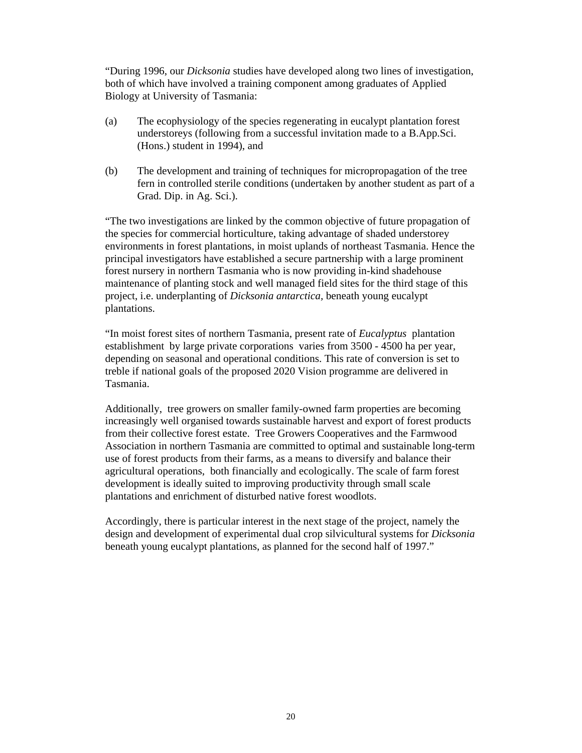"During 1996, our *Dicksonia* studies have developed along two lines of investigation, both of which have involved a training component among graduates of Applied Biology at University of Tasmania:

(a) The ecophysiology of the species regenerating in eucalypt plantation forest understoreys (following from a successful invitation made to a B.App.Sci. (Hons.) student in 1994), and

(b) The development and training of techniques for micropropagation of the tree fern in controlled sterile conditions (undertaken by another student as part of a Grad. Dip. in Ag. Sci.).

"The two investigations are linked by the common objective of future propagation of the species for commercial horticulture, taking advantage of shaded understorey environments in forest plantations, in moist uplands of northeast Tasmania. Hence the principal investigators have established a secure partnership with a large prominent forest nursery in northern Tasmania who is now providing in-kind shadehouse maintenance of planting stock and well managed field sites for the third stage of this project, i.e. underplanting of *Dicksonia antarctica,* beneath young eucalypt plantations.

"In moist forest sites of northern Tasmania, present rate of *Eucalyptus* plantation establishment by large private corporations varies from 3500 - 4500 ha per year, depending on seasonal and operational conditions. This rate of conversion is set to treble if national goals of the proposed 2020 Vision programme are delivered in Tasmania.

Additionally, tree growers on smaller family-owned farm properties are becoming increasingly well organised towards sustainable harvest and export of forest products from their collective forest estate. Tree Growers Cooperatives and the Farmwood Association in northern Tasmania are committed to optimal and sustainable long-term use of forest products from their farms, as a means to diversify and balance their agricultural operations, both financially and ecologically. The scale of farm forest development is ideally suited to improving productivity through small scale plantations and enrichment of disturbed native forest woodlots.

Accordingly, there is particular interest in the next stage of the project, namely the design and development of experimental dual crop silvicultural systems for *Dicksonia* beneath young eucalypt plantations, as planned for the second half of 1997."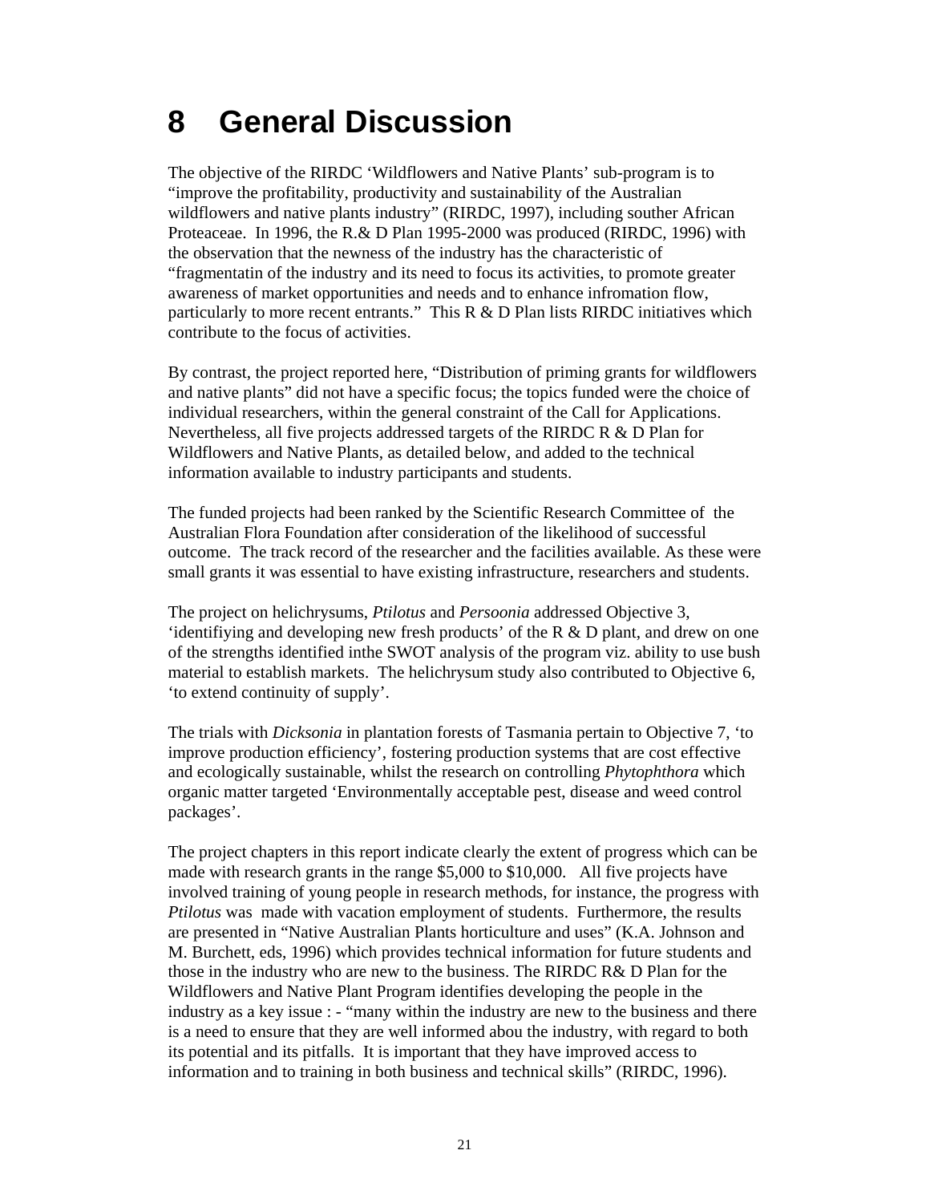# 8 General Discussion

The objective of the RIRDC 'Wildflowers and Native Plants' sub-program is to "improve the profitability, productivity and sustainability of the Australian wildflowers and native plants industry" (RIRDC, 1997), including souther African Proteaceae. In 1996, the R.& D Plan 1995-2000 was produced (RIRDC, 1996) with the observation that the newness of the industry has the characteristic of "fragmentatin of the industry and its need to focus its activities, to promote greater awareness of market opportunities and needs and to enhance infromation flow, particularly to more recent entrants." This R & D Plan lists RIRDC initiatives which contribute to the focus of activities.

By contrast, the project reported here, "Distribution of priming grants for wildflowers and native plants" did not have a specific focus; the topics funded were the choice of individual researchers, within the general constraint of the Call for Applications. Nevertheless, all five projects addressed targets of the RIRDC R & D Plan for Wildflowers and Native Plants, as detailed below, and added to the technical information available to industry participants and students.

The funded projects had been ranked by the Scientific Research Committee of the Australian Flora Foundation after consideration of the likelihood of successful outcome. The track record of the researcher and the facilities available. As these were small grants it was essential to have existing infrastructure, researchers and students.

The project on helichrysums, *Ptilotus* and *Persoonia* addressed Objective 3, 'identifiying and developing new fresh products' of the R & D plant, and drew on one of the strengths identified inthe SWOT analysis of the program viz. ability to use bush material to establish markets. The helichrysum study also contributed to Objective 6, 'to extend continuity of supply'.

The trials with *Dicksonia* in plantation forests of Tasmania pertain to Objective 7, 'to improve production efficiency', fostering production systems that are cost effective and ecologically sustainable, whilst the research on controlling *Phytophthora* which organic matter targeted 'Environmentally acceptable pest, disease and weed control packages'.

The project chapters in this report indicate clearly the extent of progress which can be made with research grants in the range $5,000 to $10,000. All five projects have involved training of young people in research methods, for instance, the progress with *Ptilotus* was made with vacation employment of students. Furthermore, the results are presented in "Native Australian Plants horticulture and uses" (K.A. Johnson and M. Burchett, eds, 1996) which provides technical information for future students and those in the industry who are new to the business. The RIRDC R& D Plan for the Wildflowers and Native Plant Program identifies developing the people in the industry as a key issue : - "many within the industry are new to the business and there is a need to ensure that they are well informed abou the industry, with regard to both its potential and its pitfalls. It is important that they have improved access to information and to training in both business and technical skills" (RIRDC, 1996).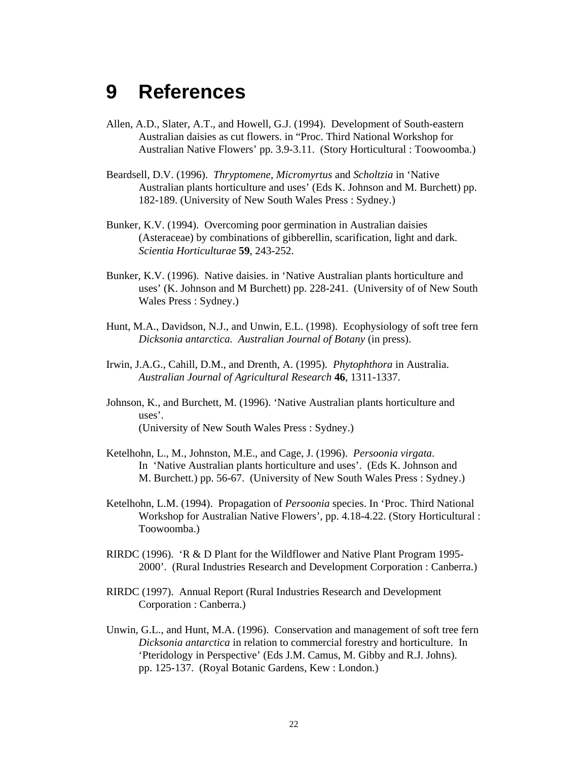# 9 References

Allen, A.D., Slater, A.T., and Howell, G.J. (1994). Development of South-eastern Australian daisies as cut flowers. in "Proc. Third National Workshop for Australian Native Flowers' pp. 3.9-3.11. (Story Horticultural : Toowoomba.)

Beardsell, D.V. (1996). *Thryptomene, Micromyrtus* and *Scholtzia* in 'Native Australian plants horticulture and uses' (Eds K. Johnson and M. Burchett) pp. 182-189. (University of New South Wales Press : Sydney.)

Bunker, K.V. (1994). Overcoming poor germination in Australian daisies (Asteraceae) by combinations of gibberellin, scarification, light and dark. *Scientia Horticulturae* **59**, 243-252.

Bunker, K.V. (1996). Native daisies. in 'Native Australian plants horticulture and uses' (K. Johnson and M Burchett) pp. 228-241. (University of of New South Wales Press : Sydney.)

Hunt, M.A., Davidson, N.J., and Unwin, E.L. (1998). Ecophysiology of soft tree fern *Dicksonia antarctica. Australian Journal of Botany* (in press).

Irwin, J.A.G., Cahill, D.M., and Drenth, A. (1995). *Phytophthora* in Australia. *Australian Journal of Agricultural Research* **46**, 1311-1337.

Johnson, K., and Burchett, M. (1996). 'Native Australian plants horticulture and uses'.
(University of New South Wales Press : Sydney.)

Ketelhohn, L., M., Johnston, M.E., and Cage, J. (1996). *Persoonia virgata*. In 'Native Australian plants horticulture and uses'. (Eds K. Johnson and M. Burchett.) pp. 56-67. (University of New South Wales Press : Sydney.)

Ketelhohn, L.M. (1994). Propagation of *Persoonia* species. In 'Proc. Third National Workshop for Australian Native Flowers', pp. 4.18-4.22. (Story Horticultural : Toowoomba.)

RIRDC (1996). 'R & D Plant for the Wildflower and Native Plant Program 1995-2000'. (Rural Industries Research and Development Corporation : Canberra.)

RIRDC (1997). Annual Report (Rural Industries Research and Development Corporation : Canberra.)

Unwin, G.L., and Hunt, M.A. (1996). Conservation and management of soft tree fern *Dicksonia antarctica* in relation to commercial forestry and horticulture. In 'Pteridology in Perspective' (Eds J.M. Camus, M. Gibby and R.J. Johns). pp. 125-137. (Royal Botanic Gardens, Kew : London.)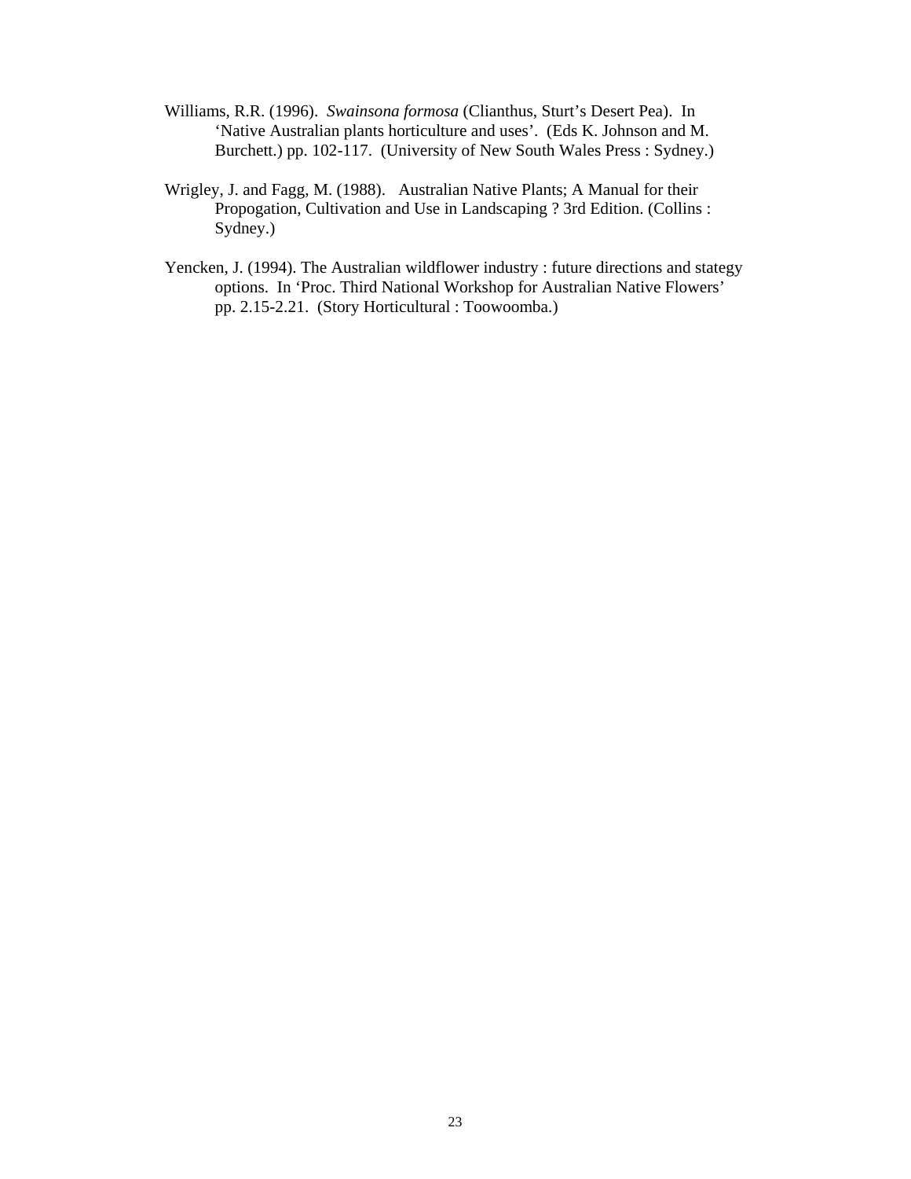Williams, R.R. (1996). *Swainsona formosa* (Clianthus, Sturt's Desert Pea). In 'Native Australian plants horticulture and uses'. (Eds K. Johnson and M. Burchett.) pp. 102-117. (University of New South Wales Press : Sydney.)

Wrigley, J. and Fagg, M. (1988). Australian Native Plants; A Manual for their Propogation, Cultivation and Use in Landscaping ? 3rd Edition. (Collins : Sydney.)

Yencken, J. (1994). The Australian wildflower industry : future directions and stategy options. In 'Proc. Third National Workshop for Australian Native Flowers' pp. 2.15-2.21. (Story Horticultural : Toowoomba.)